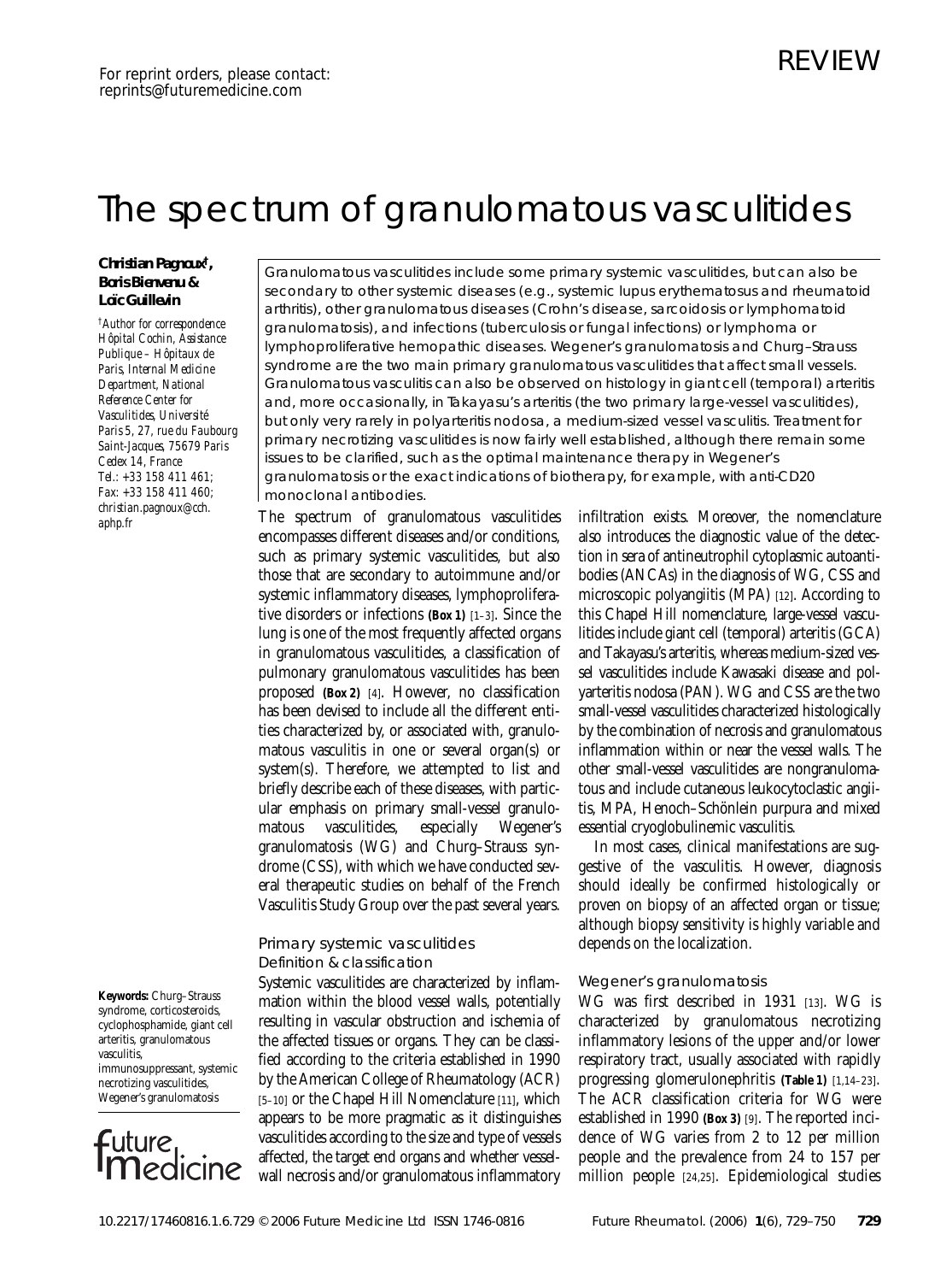For reprint orders, please contact: reprints@futuremedicine.com

REVIEW

# The spectrum of granulomatous vasculitides

**Christian Pagnoux†, Boris Bienvenu & Loïc Guillevin**

†*Author for correspondence*
*Hôpital Cochin, Assistance Publique – Hôpitaux de Paris, Internal Medicine Department, National Reference Center for Vasculitides, Université Paris 5, 27, rue du Faubourg Saint-Jacques, 75679 Paris Cedex 14, France*
*Tel.: +33 158 411 461;*
*Fax: +33 158 411 460;*
*christian.pagnoux@cch.aphp.fr*

Granulomatous vasculitides include some primary systemic vasculitides, but can also be secondary to other systemic diseases (e.g., systemic lupus erythematosus and rheumatoid arthritis), other granulomatous diseases (Crohn's disease, sarcoidosis or lymphomatoid granulomatosis), and infections (tuberculosis or fungal infections) or lymphoma or lymphoproliferative hemopathic diseases. Wegener's granulomatosis and Churg–Strauss syndrome are the two main primary granulomatous vasculitides that affect small vessels. Granulomatous vasculitis can also be observed on histology in giant cell (temporal) arteritis and, more occasionally, in Takayasu's arteritis (the two primary large-vessel vasculitides), but only very rarely in polyarteritis nodosa, a medium-sized vessel vasculitis. Treatment for primary necrotizing vasculitides is now fairly well established, although there remain some issues to be clarified, such as the optimal maintenance therapy in Wegener's granulomatosis or the exact indications of biotherapy, for example, with anti-CD20 monoclonal antibodies.

**Keywords:** Churg–Strauss syndrome, corticosteroids, cyclophosphamide, giant cell arteritis, granulomatous vasculitis, immunosuppressant, systemic necrotizing vasculitides, Wegener's granulomatosis

The spectrum of granulomatous vasculitides encompasses different diseases and/or conditions, such as primary systemic vasculitides, but also those that are secondary to autoimmune and/or systemic inflammatory diseases, lymphoproliferative disorders or infections **(Box 1)** [1–3]. Since the lung is one of the most frequently affected organs in granulomatous vasculitides, a classification of pulmonary granulomatous vasculitides has been proposed **(Box 2)** [4]. However, no classification has been devised to include all the different entities characterized by, or associated with, granulomatous vasculitis in one or several organ(s) or system(s). Therefore, we attempted to list and briefly describe each of these diseases, with particular emphasis on primary small-vessel granulomatous vasculitides, especially Wegener's granulomatosis (WG) and Churg–Strauss syndrome (CSS), with which we have conducted several therapeutic studies on behalf of the French Vasculitis Study Group over the past several years.

## Primary systemic vasculitides

### Definition & classification

Systemic vasculitides are characterized by inflammation within the blood vessel walls, potentially resulting in vascular obstruction and ischemia of the affected tissues or organs. They can be classified according to the criteria established in 1990 by the American College of Rheumatology (ACR) [5–10] or the Chapel Hill Nomenclature [11], which appears to be more pragmatic as it distinguishes vasculitides according to the size and type of vessels affected, the target end organs and whether vessel-wall necrosis and/or granulomatous inflammatory infiltration exists. Moreover, the nomenclature also introduces the diagnostic value of the detection in sera of antineutrophil cytoplasmic autoantibodies (ANCAs) in the diagnosis of WG, CSS and microscopic polyangiitis (MPA) [12]. According to this Chapel Hill nomenclature, large-vessel vasculitides include giant cell (temporal) arteritis (GCA) and Takayasu's arteritis, whereas medium-sized vessel vasculitides include Kawasaki disease and polyarteritis nodosa (PAN). WG and CSS are the two small-vessel vasculitides characterized histologically by the combination of necrosis and granulomatous inflammation within or near the vessel walls. The other small-vessel vasculitides are nongranulomatous and include cutaneous leukocytoclastic angiitis, MPA, Henoch–Schönlein purpura and mixed essential cryoglobulinemic vasculitis.

In most cases, clinical manifestations are suggestive of the vasculitis. However, diagnosis should ideally be confirmed histologically or proven on biopsy of an affected organ or tissue; although biopsy sensitivity is highly variable and depends on the localization.

### Wegener's granulomatosis

WG was first described in 1931 [13]. WG is characterized by granulomatous necrotizing inflammatory lesions of the upper and/or lower respiratory tract, usually associated with rapidly progressing glomerulonephritis **(Table 1)** [1,14–23]. The ACR classification criteria for WG were established in 1990 **(Box 3)** [9]. The reported incidence of WG varies from 2 to 12 per million people and the prevalence from 24 to 157 per million people [24,25]. Epidemiological studies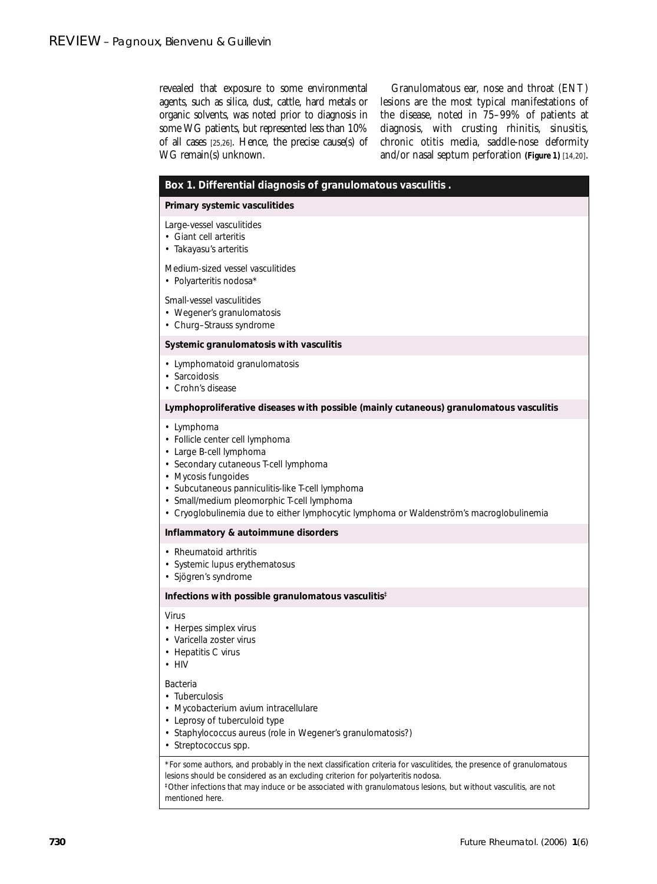revealed that exposure to some environmental agents, such as silica, dust, cattle, hard metals or organic solvents, was noted prior to diagnosis in some WG patients, but represented less than 10% of all cases [25,26]. Hence, the precise cause(s) of WG remain(s) unknown.

Granulomatous ear, nose and throat (ENT) lesions are the most typical manifestations of the disease, noted in 75–99% of patients at diagnosis, with crusting rhinitis, sinusitis, chronic otitis media, saddle-nose deformity and/or nasal septum perforation **(Figure 1)** [14,20].

**Box 1. Differential diagnosis of granulomatous vasculitis .**

**Primary systemic vasculitides**

Large-vessel vasculitides
- Giant cell arteritis
- Takayasu's arteritis

Medium-sized vessel vasculitides
- Polyarteritis nodosa*

Small-vessel vasculitides
- Wegener's granulomatosis
- Churg–Strauss syndrome

**Systemic granulomatosis with vasculitis**

- Lymphomatoid granulomatosis
- Sarcoidosis
- Crohn's disease

**Lymphoproliferative diseases with possible (mainly cutaneous) granulomatous vasculitis**

- Lymphoma
- Follicle center cell lymphoma
- Large B-cell lymphoma
- Secondary cutaneous T-cell lymphoma
- Mycosis fungoides
- Subcutaneous panniculitis-like T-cell lymphoma
- Small/medium pleomorphic T-cell lymphoma
- Cryoglobulinemia due to either lymphocytic lymphoma or Waldenström's macroglobulinemia

**Inflammatory & autoimmune disorders**

- Rheumatoid arthritis
- Systemic lupus erythematosus
- Sjögren's syndrome

**Infections with possible granulomatous vasculitis‡**

Virus
- Herpes simplex virus
- Varicella zoster virus
- Hepatitis C virus
- HIV

Bacteria
- Tuberculosis
- Mycobacterium avium intracellulare
- Leprosy of tuberculoid type
- Staphylococcus aureus (role in Wegener's granulomatosis?)
- Streptococcus spp.

*For some authors, and probably in the next classification criteria for vasculitides, the presence of granulomatous lesions should be considered as an excluding criterion for polyarteritis nodosa.
‡Other infections that may induce or be associated with granulomatous lesions, but without vasculitis, are not mentioned here.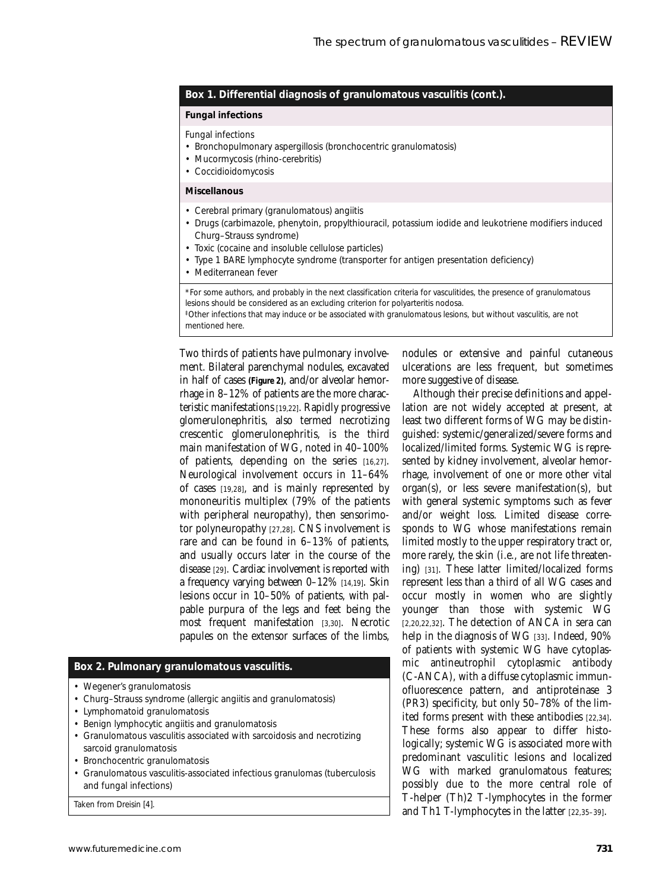### Box 1. Differential diagnosis of granulomatous vasculitis (cont.).

**Fungal infections**

Fungal infections

- Bronchopulmonary aspergillosis (bronchocentric granulomatosis)
- Mucormycosis (rhino-cerebritis)
- Coccidioidomycosis

**Miscellanous**

- Cerebral primary (granulomatous) angiitis
- Drugs (carbimazole, phenytoin, propylthiouracil, potassium iodide and leukotriene modifiers induced Churg–Strauss syndrome)
- Toxic (cocaine and insoluble cellulose particles)
- Type 1 BARE lymphocyte syndrome (transporter for antigen presentation deficiency)
- Mediterranean fever

*For some authors, and probably in the next classification criteria for vasculitides, the presence of granulomatous lesions should be considered as an excluding criterion for polyarteritis nodosa.
‡Other infections that may induce or be associated with granulomatous lesions, but without vasculitis, are not mentioned here.

Two thirds of patients have pulmonary involvement. Bilateral parenchymal nodules, excavated in half of cases **(Figure 2)**, and/or alveolar hemorrhage in 8–12% of patients are the more characteristic manifestations [19,22]. Rapidly progressive glomerulonephritis, also termed necrotizing crescentic glomerulonephritis, is the third main manifestation of WG, noted in 40–100% of patients, depending on the series [16,27]. Neurological involvement occurs in 11–64% of cases [19,28], and is mainly represented by mononeuritis multiplex (79% of the patients with peripheral neuropathy), then sensorimotor polyneuropathy [27,28]. CNS involvement is rare and can be found in 6–13% of patients, and usually occurs later in the course of the disease [29]. Cardiac involvement is reported with a frequency varying between 0–12% [14,19]. Skin lesions occur in 10–50% of patients, with palpable purpura of the legs and feet being the most frequent manifestation [3,30]. Necrotic papules on the extensor surfaces of the limbs, nodules or extensive and painful cutaneous ulcerations are less frequent, but sometimes more suggestive of disease.

Although their precise definitions and appellation are not widely accepted at present, at least two different forms of WG may be distinguished: systemic/generalized/severe forms and localized/limited forms. Systemic WG is represented by kidney involvement, alveolar hemorrhage, involvement of one or more other vital organ(s), or less severe manifestation(s), but with general systemic symptoms such as fever and/or weight loss. Limited disease corresponds to WG whose manifestations remain limited mostly to the upper respiratory tract or, more rarely, the skin (i.e., are not life threatening) [31]. These latter limited/localized forms represent less than a third of all WG cases and occur mostly in women who are slightly younger than those with systemic WG [2,20,22,32]. The detection of ANCA in sera can help in the diagnosis of WG [33]. Indeed, 90% of patients with systemic WG have cytoplasmic antineutrophil cytoplasmic antibody (C-ANCA), with a diffuse cytoplasmic immunofluorescence pattern, and antiproteinase 3 (PR3) specificity, but only 50–78% of the limited forms present with these antibodies [22,34]. These forms also appear to differ histologically; systemic WG is associated more with predominant vasculitic lesions and localized WG with marked granulomatous features; possibly due to the more central role of T-helper (Th)2 T-lymphocytes in the former and Th1 T-lymphocytes in the latter [22,35–39].

### Box 2. Pulmonary granulomatous vasculitis.

- Wegener's granulomatosis
- Churg–Strauss syndrome (allergic angiitis and granulomatosis)
- Lymphomatoid granulomatosis
- Benign lymphocytic angiitis and granulomatosis
- Granulomatous vasculitis associated with sarcoidosis and necrotizing sarcoid granulomatosis
- Bronchocentric granulomatosis
- Granulomatous vasculitis-associated infectious granulomas (tuberculosis and fungal infections)

Taken from Dreisin [4].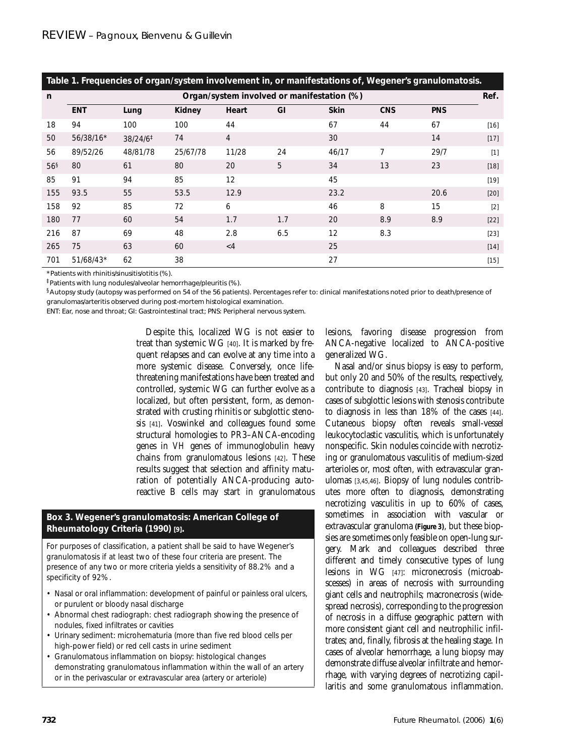**Table 1. Frequencies of organ/system involvement in, or manifestations of, Wegener's granulomatosis.**

| n | Organ/system involved or manifestation (%) | | | | | | | | Ref. |
|---|---|---|---|---|---|---|---|---|---|
| | ENT | Lung | Kidney | Heart | GI | Skin | CNS | PNS | |
| 18 | 94 | 100 | 100 | 44 | | 67 | 44 | 67 | [16] |
| 50 | 56/38/16* | 38/24/6‡ | 74 | 4 | | 30 | | 14 | [17] |
| 56 | 89/52/26 | 48/81/78 | 25/67/78 | 11/28 | 24 | 46/17 | 7 | 29/7 | [1] |
| 56§ | 80 | 61 | 80 | 20 | 5 | 34 | 13 | 23 | [18] |
| 85 | 91 | 94 | 85 | 12 | | 45 | | | [19] |
| 155 | 93.5 | 55 | 53.5 | 12.9 | | 23.2 | | 20.6 | [20] |
| 158 | 92 | 85 | 72 | 6 | | 46 | 8 | 15 | [2] |
| 180 | 77 | 60 | 54 | 1.7 | 1.7 | 20 | 8.9 | 8.9 | [22] |
| 216 | 87 | 69 | 48 | 2.8 | 6.5 | 12 | 8.3 | | [23] |
| 265 | 75 | 63 | 60 | <4 | | 25 | | | [14] |
| 701 | 51/68/43* | 62 | 38 | | | 27 | | | [15] |

*Patients with rhinitis/sinusitis/otitis (%).

‡Patients with lung nodules/alveolar hemorrhage/pleuritis (%).

§Autopsy study (autopsy was performed on 54 of the 56 patients). Percentages refer to: clinical manifestations noted prior to death/presence of granulomas/arteritis observed during post-mortem histological examination.

ENT: Ear, nose and throat; GI: Gastrointestinal tract; PNS: Peripheral nervous system.

Despite this, localized WG is not easier to treat than systemic WG [40]. It is marked by frequent relapses and can evolve at any time into a more systemic disease. Conversely, once life-threatening manifestations have been treated and controlled, systemic WG can further evolve as a localized, but often persistent, form, as demonstrated with crusting rhinitis or subglottic stenosis [41]. Voswinkel and colleagues found some structural homologies to PR3–ANCA-encoding genes in VH genes of immunoglobulin heavy chains from granulomatous lesions [42]. These results suggest that selection and affinity maturation of potentially ANCA-producing autoreactive B cells may start in granulomatous lesions, favoring disease progression from ANCA-negative localized to ANCA-positive generalized WG.

**Box 3. Wegener's granulomatosis: American College of Rheumatology Criteria (1990) [9].**

For purposes of classification, a patient shall be said to have Wegener's granulomatosis if at least two of these four criteria are present. The presence of any two or more criteria yields a sensitivity of 88.2% and a specificity of 92%.

- Nasal or oral inflammation: development of painful or painless oral ulcers, or purulent or bloody nasal discharge
- Abnormal chest radiograph: chest radiograph showing the presence of nodules, fixed infiltrates or cavities
- Urinary sediment: microhematuria (more than five red blood cells per high-power field) or red cell casts in urine sediment
- Granulomatous inflammation on biopsy: histological changes demonstrating granulomatous inflammation within the wall of an artery or in the perivascular or extravascular area (artery or arteriole)

Nasal and/or sinus biopsy is easy to perform, but only 20 and 50% of the results, respectively, contribute to diagnosis [43]. Tracheal biopsy in cases of subglottic lesions with stenosis contribute to diagnosis in less than 18% of the cases [44]. Cutaneous biopsy often reveals small-vessel leukocytoclastic vasculitis, which is unfortunately nonspecific. Skin nodules coincide with necrotizing or granulomatous vasculitis of medium-sized arterioles or, most often, with extravascular granulomas [3,45,46]. Biopsy of lung nodules contributes more often to diagnosis, demonstrating necrotizing vasculitis in up to 60% of cases, sometimes in association with vascular or extravascular granuloma **(Figure 3)**, but these biopsies are sometimes only feasible on open-lung surgery. Mark and colleagues described three different and timely consecutive types of lung lesions in WG [47]: micronecrosis (microabscesses) in areas of necrosis with surrounding giant cells and neutrophils; macronecrosis (widespread necrosis), corresponding to the progression of necrosis in a diffuse geographic pattern with more consistent giant cell and neutrophilic infiltrates; and, finally, fibrosis at the healing stage. In cases of alveolar hemorrhage, a lung biopsy may demonstrate diffuse alveolar infiltrate and hemorrhage, with varying degrees of necrotizing capillaritis and some granulomatous inflammation.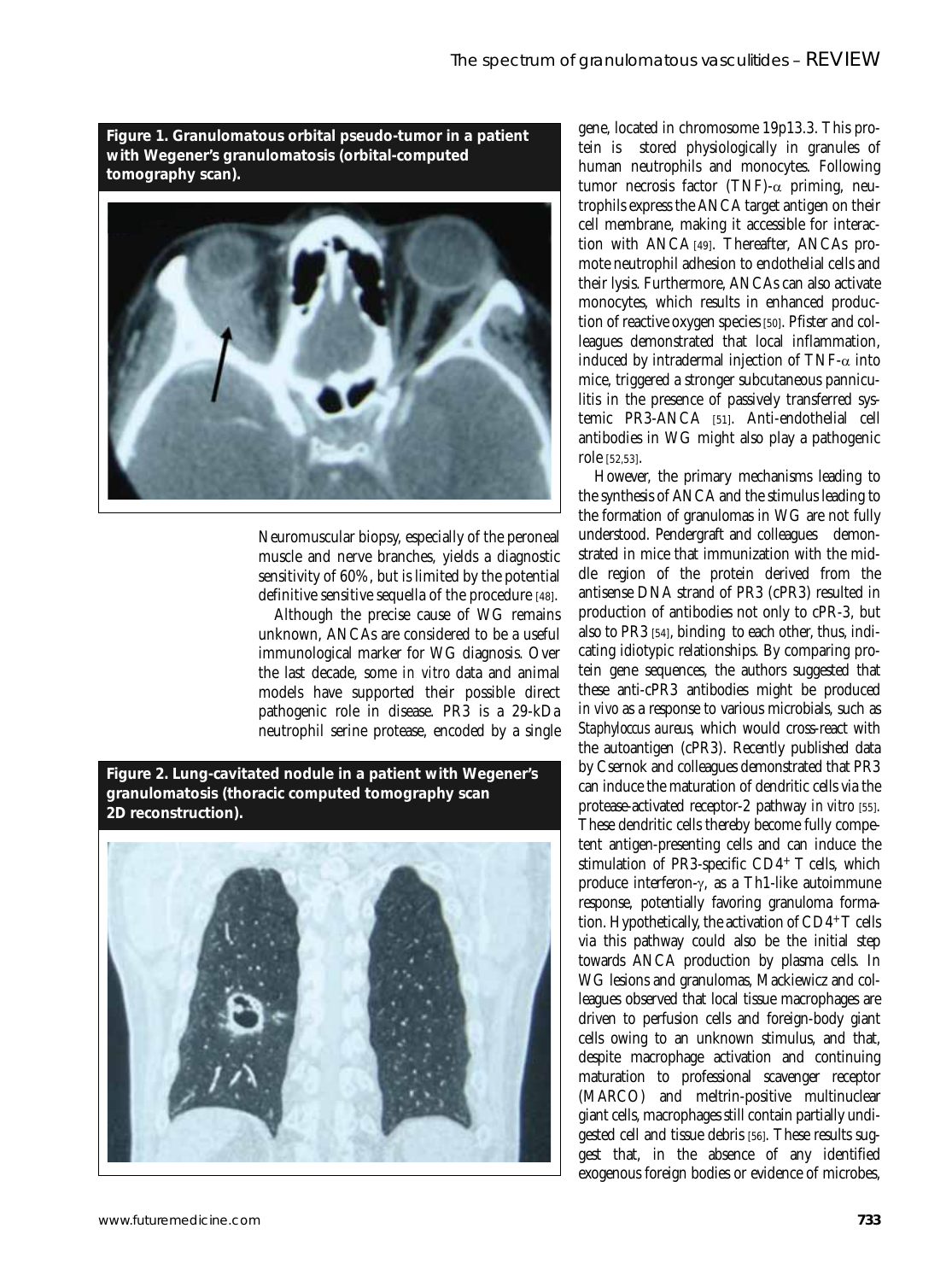**Figure 1. Granulomatous orbital pseudo-tumor in a patient with Wegener's granulomatosis (orbital-computed tomography scan).**

Neuromuscular biopsy, especially of the peroneal muscle and nerve branches, yields a diagnostic sensitivity of 60%, but is limited by the potential definitive sensitive sequella of the procedure [48].

Although the precise cause of WG remains unknown, ANCAs are considered to be a useful immunological marker for WG diagnosis. Over the last decade, some *in vitro* data and animal models have supported their possible direct pathogenic role in disease. PR3 is a 29-kDa neutrophil serine protease, encoded by a single gene, located in chromosome 19p13.3. This protein is stored physiologically in granules of human neutrophils and monocytes. Following tumor necrosis factor (TNF)-$\alpha$ priming, neutrophils express the ANCA target antigen on their cell membrane, making it accessible for interaction with ANCA [49]. Thereafter, ANCAs promote neutrophil adhesion to endothelial cells and their lysis. Furthermore, ANCAs can also activate monocytes, which results in enhanced production of reactive oxygen species [50]. Pfister and colleagues demonstrated that local inflammation, induced by intradermal injection of TNF-$\alpha$ into mice, triggered a stronger subcutaneous panniculitis in the presence of passively transferred systemic PR3-ANCA [51]. Anti-endothelial cell antibodies in WG might also play a pathogenic role [52,53].

**Figure 2. Lung-cavitated nodule in a patient with Wegener's granulomatosis (thoracic computed tomography scan 2D reconstruction).**

However, the primary mechanisms leading to the synthesis of ANCA and the stimulus leading to the formation of granulomas in WG are not fully understood. Pendergraft and colleagues demonstrated in mice that immunization with the middle region of the protein derived from the antisense DNA strand of PR3 (cPR3) resulted in production of antibodies not only to cPR-3, but also to PR3 [54], binding to each other, thus, indicating idiotypic relationships. By comparing protein gene sequences, the authors suggested that these anti-cPR3 antibodies might be produced *in vivo* as a response to various microbials, such as *Staphyloccus aureus*, which would cross-react with the autoantigen (cPR3). Recently published data by Csernok and colleagues demonstrated that PR3 can induce the maturation of dendritic cells via the protease-activated receptor-2 pathway *in vitro* [55]. These dendritic cells thereby become fully competent antigen-presenting cells and can induce the stimulation of PR3-specific $CD4^+$ T cells, which produce interferon-$\gamma$, as a Th1-like autoimmune response, potentially favoring granuloma formation. Hypothetically, the activation of $CD4^+$ T cells via this pathway could also be the initial step towards ANCA production by plasma cells. In WG lesions and granulomas, Mackiewicz and colleagues observed that local tissue macrophages are driven to perfusion cells and foreign-body giant cells owing to an unknown stimulus, and that, despite macrophage activation and continuing maturation to professional scavenger receptor (MARCO) and meltrin-positive multinuclear giant cells, macrophages still contain partially undigested cell and tissue debris [56]. These results suggest that, in the absence of any identified exogenous foreign bodies or evidence of microbes,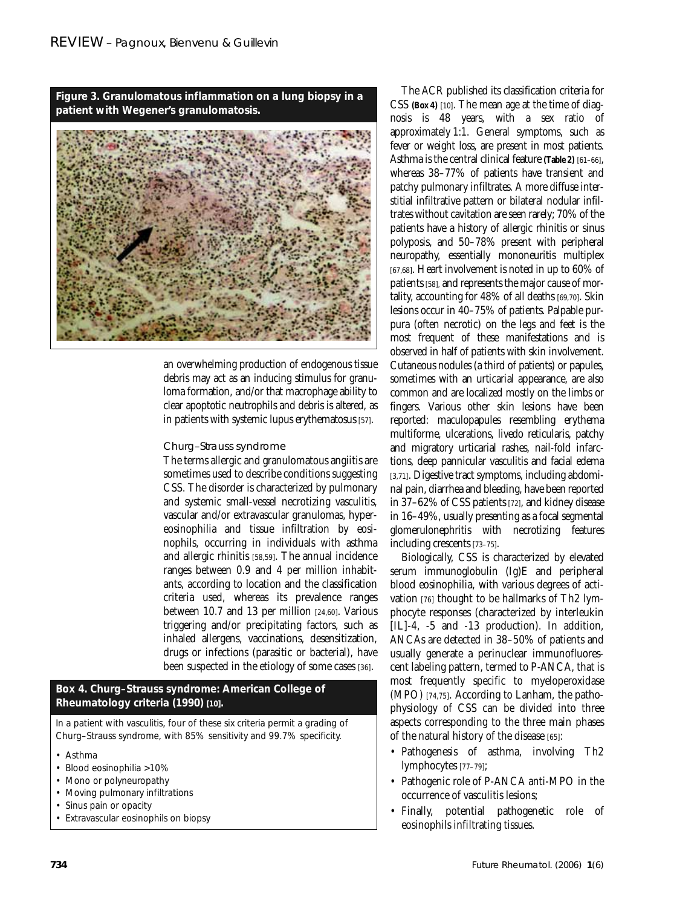**Figure 3. Granulomatous inflammation on a lung biopsy in a patient with Wegener's granulomatosis.**

an overwhelming production of endogenous tissue debris may act as an inducing stimulus for granuloma formation, and/or that macrophage ability to clear apoptotic neutrophils and debris is altered, as in patients with systemic lupus erythematosus [57].

### Churg–Strauss syndrome

The terms allergic and granulomatous angiitis are sometimes used to describe conditions suggesting CSS. The disorder is characterized by pulmonary and systemic small-vessel necrotizing vasculitis, vascular and/or extravascular granulomas, hypereosinophilia and tissue infiltration by eosinophils, occurring in individuals with asthma and allergic rhinitis [58,59]. The annual incidence ranges between 0.9 and 4 per million inhabitants, according to location and the classification criteria used, whereas its prevalence ranges between 10.7 and 13 per million [24,60]. Various triggering and/or precipitating factors, such as inhaled allergens, vaccinations, desensitization, drugs or infections (parasitic or bacterial), have been suspected in the etiology of some cases [36].

**Box 4. Churg–Strauss syndrome: American College of Rheumatology criteria (1990) [10].**

In a patient with vasculitis, four of these six criteria permit a grading of Churg–Strauss syndrome, with 85% sensitivity and 99.7% specificity.

- Asthma
- Blood eosinophilia >10%
- Mono or polyneuropathy
- Moving pulmonary infiltrations
- Sinus pain or opacity
- Extravascular eosinophils on biopsy

The ACR published its classification criteria for CSS **(Box 4)** [10]. The mean age at the time of diagnosis is 48 years, with a sex ratio of approximately 1:1. General symptoms, such as fever or weight loss, are present in most patients. Asthma is the central clinical feature **(Table 2)** [61–66], whereas 38–77% of patients have transient and patchy pulmonary infiltrates. A more diffuse interstitial infiltrative pattern or bilateral nodular infiltrates without cavitation are seen rarely; 70% of the patients have a history of allergic rhinitis or sinus polyposis, and 50–78% present with peripheral neuropathy, essentially mononeuritis multiplex [67,68]. Heart involvement is noted in up to 60% of patients [58], and represents the major cause of mortality, accounting for 48% of all deaths [69,70]. Skin lesions occur in 40–75% of patients. Palpable purpura (often necrotic) on the legs and feet is the most frequent of these manifestations and is observed in half of patients with skin involvement. Cutaneous nodules (a third of patients) or papules, sometimes with an urticarial appearance, are also common and are localized mostly on the limbs or fingers. Various other skin lesions have been reported: maculopapules resembling erythema multiforme, ulcerations, livedo reticularis, patchy and migratory urticarial rashes, nail-fold infarctions, deep pannicular vasculitis and facial edema [3,71]. Digestive tract symptoms, including abdominal pain, diarrhea and bleeding, have been reported in 37–62% of CSS patients [72], and kidney disease in 16–49%, usually presenting as a focal segmental glomerulonephritis with necrotizing features including crescents [73–75].

Biologically, CSS is characterized by elevated serum immunoglobulin (Ig)E and peripheral blood eosinophilia, with various degrees of activation [76] thought to be hallmarks of Th2 lymphocyte responses (characterized by interleukin [IL]-4, -5 and -13 production). In addition, ANCAs are detected in 38–50% of patients and usually generate a perinuclear immunofluorescent labeling pattern, termed to P-ANCA, that is most frequently specific to myeloperoxidase (MPO) [74,75]. According to Lanham, the pathophysiology of CSS can be divided into three aspects corresponding to the three main phases of the natural history of the disease [65]:

- Pathogenesis of asthma, involving Th2 lymphocytes [77–79];
- Pathogenic role of P-ANCA anti-MPO in the occurrence of vasculitis lesions;
- Finally, potential pathogenetic role of eosinophils infiltrating tissues.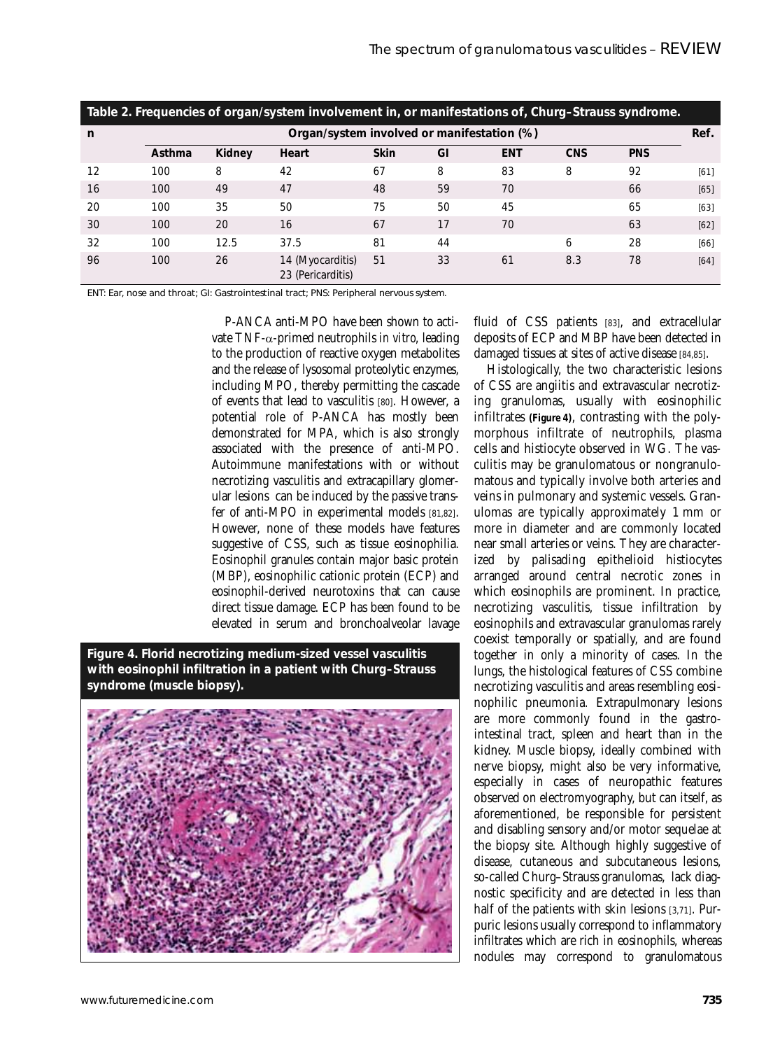**Table 2. Frequencies of organ/system involvement in, or manifestations of, Churg–Strauss syndrome.**

| n | Organ/system involved or manifestation (%) | | | | | | | | Ref. |
|---|---|---|---|---|---|---|---|---|---|
| | Asthma | Kidney | Heart | Skin | GI | ENT | CNS | PNS | |
| 12 | 100 | 8 | 42 | 67 | 8 | 83 | 8 | 92 | [61] |
| 16 | 100 | 49 | 47 | 48 | 59 | 70 | | 66 | [65] |
| 20 | 100 | 35 | 50 | 75 | 50 | 45 | | 65 | [63] |
| 30 | 100 | 20 | 16 | 67 | 17 | 70 | | 63 | [62] |
| 32 | 100 | 12.5 | 37.5 | 81 | 44 | | 6 | 28 | [66] |
| 96 | 100 | 26 | 14 (Myocarditis) 23 (Pericarditis) | 51 | 33 | 61 | 8.3 | 78 | [64] |

ENT: Ear, nose and throat; GI: Gastrointestinal tract; PNS: Peripheral nervous system.

P-ANCA anti-MPO have been shown to activate TNF-α-primed neutrophils *in vitro*, leading to the production of reactive oxygen metabolites and the release of lysosomal proteolytic enzymes, including MPO, thereby permitting the cascade of events that lead to vasculitis [80]. However, a potential role of P-ANCA has mostly been demonstrated for MPA, which is also strongly associated with the presence of anti-MPO. Autoimmune manifestations with or without necrotizing vasculitis and extracapillary glomerular lesions can be induced by the passive transfer of anti-MPO in experimental models [81,82]. However, none of these models have features suggestive of CSS, such as tissue eosinophilia. Eosinophil granules contain major basic protein (MBP), eosinophilic cationic protein (ECP) and eosinophil-derived neurotoxins that can cause direct tissue damage. ECP has been found to be elevated in serum and bronchoalveolar lavage fluid of CSS patients [83], and extracellular deposits of ECP and MBP have been detected in damaged tissues at sites of active disease [84,85].

Histologically, the two characteristic lesions of CSS are angiitis and extravascular necrotizing granulomas, usually with eosinophilic infiltrates **(Figure 4)**, contrasting with the polymorphous infiltrate of neutrophils, plasma cells and histiocyte observed in WG. The vasculitis may be granulomatous or nongranulomatous and typically involve both arteries and veins in pulmonary and systemic vessels. Granulomas are typically approximately 1 mm or more in diameter and are commonly located near small arteries or veins. They are characterized by palisading epithelioid histiocytes arranged around central necrotic zones in which eosinophils are prominent. In practice, necrotizing vasculitis, tissue infiltration by eosinophils and extravascular granulomas rarely coexist temporally or spatially, and are found together in only a minority of cases. In the lungs, the histological features of CSS combine necrotizing vasculitis and areas resembling eosinophilic pneumonia. Extrapulmonary lesions are more commonly found in the gastrointestinal tract, spleen and heart than in the kidney. Muscle biopsy, ideally combined with nerve biopsy, might also be very informative, especially in cases of neuropathic features observed on electromyography, but can itself, as aforementioned, be responsible for persistent and disabling sensory and/or motor sequelae at the biopsy site. Although highly suggestive of disease, cutaneous and subcutaneous lesions, so-called Churg–Strauss granulomas, lack diagnostic specificity and are detected in less than half of the patients with skin lesions [3,71]. Purpuric lesions usually correspond to inflammatory infiltrates which are rich in eosinophils, whereas nodules may correspond to granulomatous

**Figure 4. Florid necrotizing medium-sized vessel vasculitis with eosinophil infiltration in a patient with Churg–Strauss syndrome (muscle biopsy).**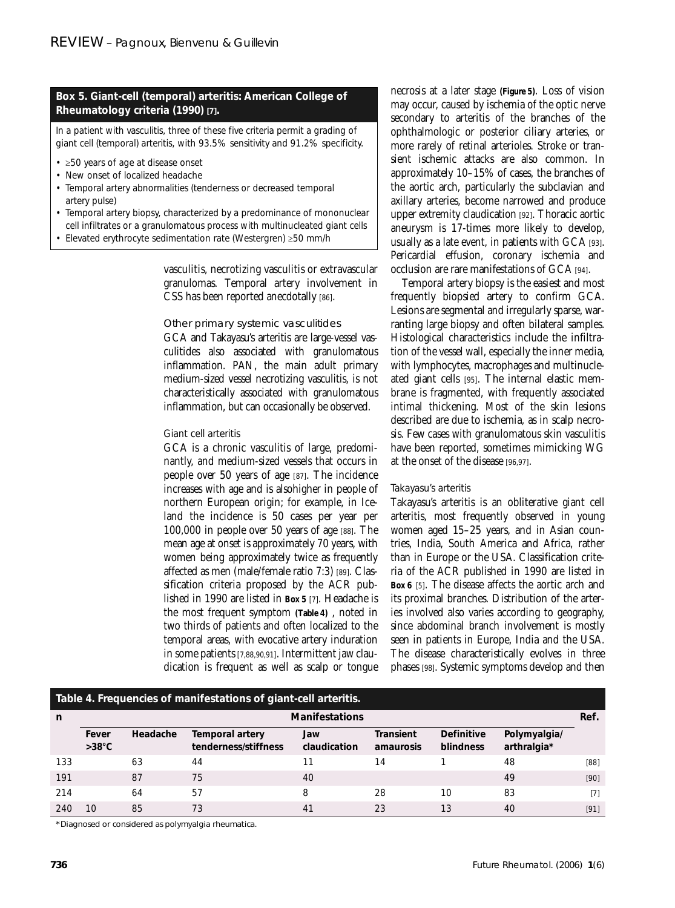**Box 5. Giant-cell (temporal) arteritis: American College of Rheumatology criteria (1990) [7].**

In a patient with vasculitis, three of these five criteria permit a grading of giant cell (temporal) arteritis, with 93.5% sensitivity and 91.2% specificity.

- ≥50 years of age at disease onset
- New onset of localized headache
- Temporal artery abnormalities (tenderness or decreased temporal artery pulse)
- Temporal artery biopsy, characterized by a predominance of mononuclear cell infiltrates or a granulomatous process with multinucleated giant cells
- Elevated erythrocyte sedimentation rate (Westergren) ≥50 mm/h

vasculitis, necrotizing vasculitis or extravascular granulomas. Temporal artery involvement in CSS has been reported anecdotally [86].

### Other primary systemic vasculitides

GCA and Takayasu's arteritis are large-vessel vasculitides also associated with granulomatous inflammation. PAN, the main adult primary medium-sized vessel necrotizing vasculitis, is not characteristically associated with granulomatous inflammation, but can occasionally be observed.

#### Giant cell arteritis

GCA is a chronic vasculitis of large, predominantly, and medium-sized vessels that occurs in people over 50 years of age [87]. The incidence increases with age and is alsohigher in people of northern European origin; for example, in Iceland the incidence is 50 cases per year per 100,000 in people over 50 years of age [88]. The mean age at onset is approximately 70 years, with women being approximately twice as frequently affected as men (male/female ratio 7:3) [89]. Classification criteria proposed by the ACR published in 1990 are listed in **Box 5** [7]. Headache is the most frequent symptom **(Table 4)** , noted in two thirds of patients and often localized to the temporal areas, with evocative artery induration in some patients [7,88,90,91]. Intermittent jaw claudication is frequent as well as scalp or tongue necrosis at a later stage **(Figure 5)**. Loss of vision may occur, caused by ischemia of the optic nerve secondary to arteritis of the branches of the ophthalmologic or posterior ciliary arteries, or more rarely of retinal arterioles. Stroke or transient ischemic attacks are also common. In approximately 10–15% of cases, the branches of the aortic arch, particularly the subclavian and axillary arteries, become narrowed and produce upper extremity claudication [92]. Thoracic aortic aneurysm is 17-times more likely to develop, usually as a late event, in patients with GCA [93]. Pericardial effusion, coronary ischemia and occlusion are rare manifestations of GCA [94].

Temporal artery biopsy is the easiest and most frequently biopsied artery to confirm GCA. Lesions are segmental and irregularly sparse, warranting large biopsy and often bilateral samples. Histological characteristics include the infiltration of the vessel wall, especially the inner media, with lymphocytes, macrophages and multinucleated giant cells [95]. The internal elastic membrane is fragmented, with frequently associated intimal thickening. Most of the skin lesions described are due to ischemia, as in scalp necrosis. Few cases with granulomatous skin vasculitis have been reported, sometimes mimicking WG at the onset of the disease [96,97].

#### Takayasu's arteritis

Takayasu's arteritis is an obliterative giant cell arteritis, most frequently observed in young women aged 15–25 years, and in Asian countries, India, South America and Africa, rather than in Europe or the USA. Classification criteria of the ACR published in 1990 are listed in **Box 6** [5]. The disease affects the aortic arch and its proximal branches. Distribution of the arteries involved also varies according to geography, since abdominal branch involvement is mostly seen in patients in Europe, India and the USA. The disease characteristically evolves in three phases [98]. Systemic symptoms develop and then

**Table 4. Frequencies of manifestations of giant-cell arteritis.**

| n | Manifestations | | | | | | | Ref. |
|---|---|---|---|---|---|---|---|---|
| | Fever >38°C | Headache | Temporal artery tenderness/stiffness | Jaw claudication | Transient amaurosis | Definitive blindness | Polymyalgia/ arthralgia* | |
| 133 | | 63 | 44 | 11 | 14 | 1 | 48 | [88] |
| 191 | | 87 | 75 | 40 | | | 49 | [90] |
| 214 | | 64 | 57 | 8 | 28 | 10 | 83 | [7] |
| 240 | 10 | 85 | 73 | 41 | 23 | 13 | 40 | [91] |

*Diagnosed or considered as polymyalgia rheumatica.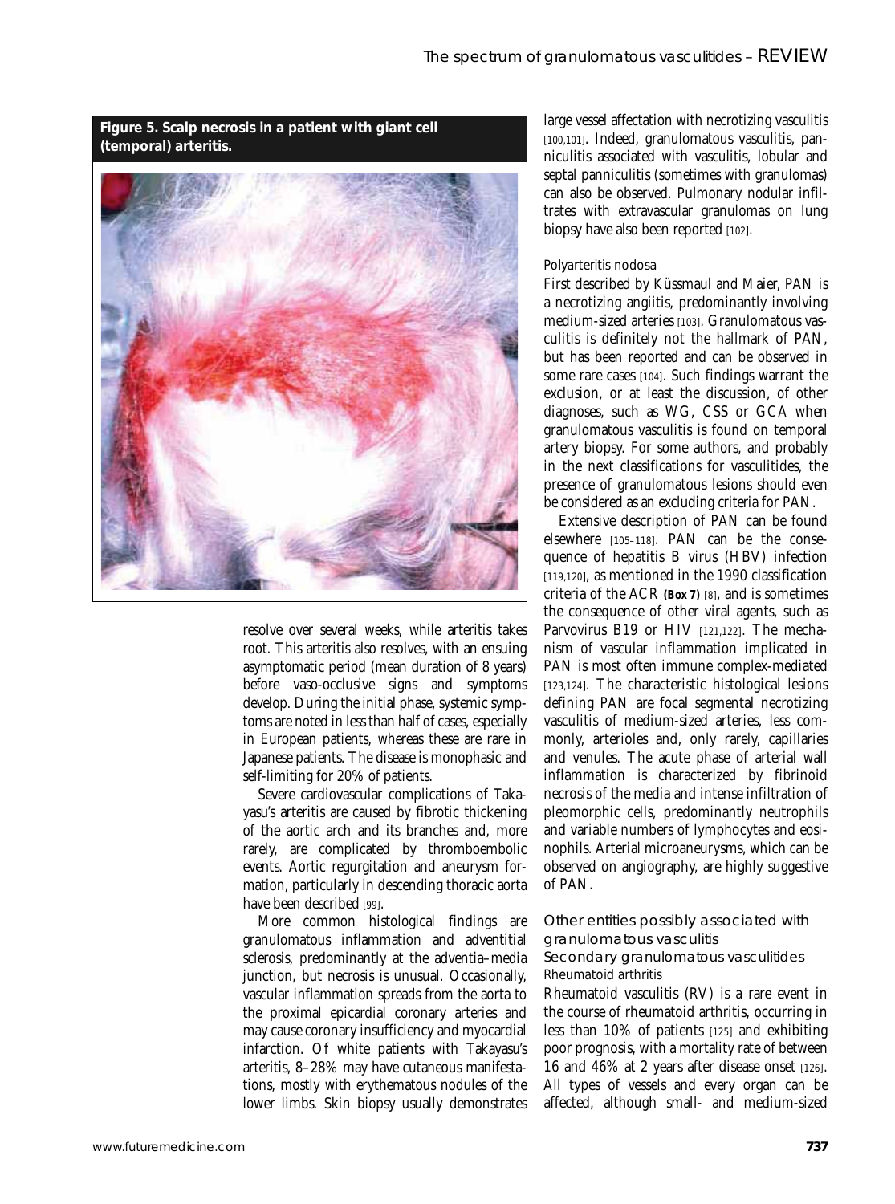**Figure 5. Scalp necrosis in a patient with giant cell (temporal) arteritis.**

resolve over several weeks, while arteritis takes root. This arteritis also resolves, with an ensuing asymptomatic period (mean duration of 8 years) before vaso-occlusive signs and symptoms develop. During the initial phase, systemic symptoms are noted in less than half of cases, especially in European patients, whereas these are rare in Japanese patients. The disease is monophasic and self-limiting for 20% of patients.

Severe cardiovascular complications of Takayasu's arteritis are caused by fibrotic thickening of the aortic arch and its branches and, more rarely, are complicated by thromboembolic events. Aortic regurgitation and aneurysm formation, particularly in descending thoracic aorta have been described [99].

More common histological findings are granulomatous inflammation and adventitial sclerosis, predominantly at the adventia–media junction, but necrosis is unusual. Occasionally, vascular inflammation spreads from the aorta to the proximal epicardial coronary arteries and may cause coronary insufficiency and myocardial infarction. Of white patients with Takayasu's arteritis, 8–28% may have cutaneous manifestations, mostly with erythematous nodules of the lower limbs. Skin biopsy usually demonstrates large vessel affectation with necrotizing vasculitis [100,101]. Indeed, granulomatous vasculitis, panniculitis associated with vasculitis, lobular and septal panniculitis (sometimes with granulomas) can also be observed. Pulmonary nodular infiltrates with extravascular granulomas on lung biopsy have also been reported [102].

#### Polyarteritis nodosa

First described by Küssmaul and Maier, PAN is a necrotizing angiitis, predominantly involving medium-sized arteries [103]. Granulomatous vasculitis is definitely not the hallmark of PAN, but has been reported and can be observed in some rare cases [104]. Such findings warrant the exclusion, or at least the discussion, of other diagnoses, such as WG, CSS or GCA when granulomatous vasculitis is found on temporal artery biopsy. For some authors, and probably in the next classifications for vasculitides, the presence of granulomatous lesions should even be considered as an excluding criteria for PAN.

Extensive description of PAN can be found elsewhere [105–118]. PAN can be the consequence of hepatitis B virus (HBV) infection [119,120], as mentioned in the 1990 classification criteria of the ACR **(Box 7)** [8], and is sometimes the consequence of other viral agents, such as Parvovirus B19 or HIV [121,122]. The mechanism of vascular inflammation implicated in PAN is most often immune complex-mediated [123,124]. The characteristic histological lesions defining PAN are focal segmental necrotizing vasculitis of medium-sized arteries, less commonly, arterioles and, only rarely, capillaries and venules. The acute phase of arterial wall inflammation is characterized by fibrinoid necrosis of the media and intense infiltration of pleomorphic cells, predominantly neutrophils and variable numbers of lymphocytes and eosinophils. Arterial microaneurysms, which can be observed on angiography, are highly suggestive of PAN.

## Other entities possibly associated with granulomatous vasculitis

### Secondary granulomatous vasculitides

#### Rheumatoid arthritis

Rheumatoid vasculitis (RV) is a rare event in the course of rheumatoid arthritis, occurring in less than 10% of patients [125] and exhibiting poor prognosis, with a mortality rate of between 16 and 46% at 2 years after disease onset [126]. All types of vessels and every organ can be affected, although small- and medium-sized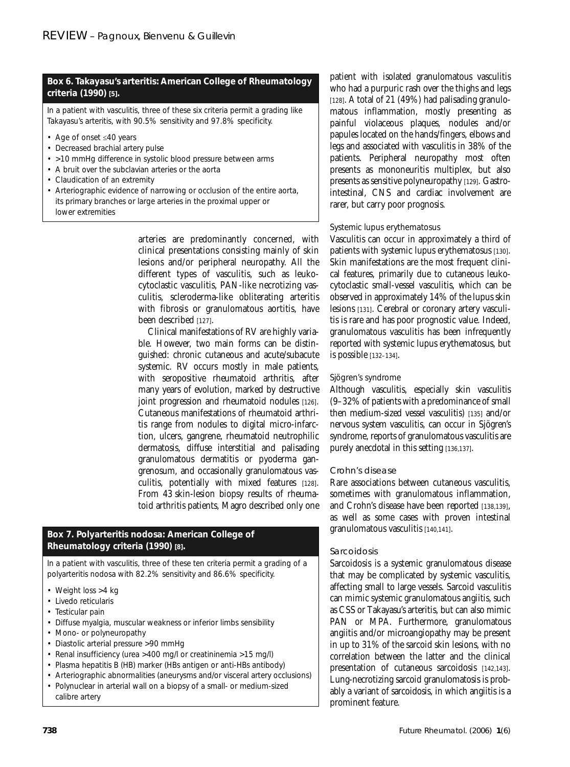**Box 6. Takayasu's arteritis: American College of Rheumatology criteria (1990) [5].**

In a patient with vasculitis, three of these six criteria permit a grading like Takayasu's arteritis, with 90.5% sensitivity and 97.8% specificity.

- Age of onset ≤40 years
- Decreased brachial artery pulse
- >10 mmHg difference in systolic blood pressure between arms
- A bruit over the subclavian arteries or the aorta
- Claudication of an extremity
- Arteriographic evidence of narrowing or occlusion of the entire aorta, its primary branches or large arteries in the proximal upper or lower extremities

arteries are predominantly concerned, with clinical presentations consisting mainly of skin lesions and/or peripheral neuropathy. All the different types of vasculitis, such as leukocytoclastic vasculitis, PAN-like necrotizing vasculitis, scleroderma-like obliterating arteritis with fibrosis or granulomatous aortitis, have been described [127].

Clinical manifestations of RV are highly variable. However, two main forms can be distinguished: chronic cutaneous and acute/subacute systemic. RV occurs mostly in male patients, with seropositive rheumatoid arthritis, after many years of evolution, marked by destructive joint progression and rheumatoid nodules [126]. Cutaneous manifestations of rheumatoid arthritis range from nodules to digital micro-infarction, ulcers, gangrene, rheumatoid neutrophilic dermatosis, diffuse interstitial and palisading granulomatous dermatitis or pyoderma gangrenosum, and occasionally granulomatous vasculitis, potentially with mixed features [128]. From 43 skin-lesion biopsy results of rheumatoid arthritis patients, Magro described only one patient with isolated granulomatous vasculitis who had a purpuric rash over the thighs and legs [128]. A total of 21 (49%) had palisading granulomatous inflammation, mostly presenting as painful violaceous plaques, nodules and/or papules located on the hands/fingers, elbows and legs and associated with vasculitis in 38% of the patients. Peripheral neuropathy most often presents as mononeuritis multiplex, but also presents as sensitive polyneuropathy [129]. Gastrointestinal, CNS and cardiac involvement are rarer, but carry poor prognosis.

**Box 7. Polyarteritis nodosa: American College of Rheumatology criteria (1990) [8].**

In a patient with vasculitis, three of these ten criteria permit a grading of a polyarteritis nodosa with 82.2% sensitivity and 86.6% specificity.

- Weight loss >4 kg
- Livedo reticularis
- Testicular pain
- Diffuse myalgia, muscular weakness or inferior limbs sensibility
- Mono- or polyneuropathy
- Diastolic arterial pressure >90 mmHg
- Renal insufficiency (urea >400 mg/l or creatininemia >15 mg/l)
- Plasma hepatitis B (HB) marker (HBs antigen or anti-HBs antibody)
- Arteriographic abnormalities (aneurysms and/or visceral artery occlusions)
- Polynuclear in arterial wall on a biopsy of a small- or medium-sized calibre artery

#### Systemic lupus erythematosus

Vasculitis can occur in approximately a third of patients with systemic lupus erythematosus [130]. Skin manifestations are the most frequent clinical features, primarily due to cutaneous leukocytoclastic small-vessel vasculitis, which can be observed in approximately 14% of the lupus skin lesions [131]. Cerebral or coronary artery vasculitis is rare and has poor prognostic value. Indeed, granulomatous vasculitis has been infrequently reported with systemic lupus erythematosus, but is possible [132–134].

#### Sjögren's syndrome

Although vasculitis, especially skin vasculitis (9–32% of patients with a predominance of small then medium-sized vessel vasculitis) [135] and/or nervous system vasculitis, can occur in Sjögren's syndrome, reports of granulomatous vasculitis are purely anecdotal in this setting [136,137].

### Crohn's disease

Rare associations between cutaneous vasculitis, sometimes with granulomatous inflammation, and Crohn's disease have been reported [138,139], as well as some cases with proven intestinal granulomatous vasculitis [140,141].

### Sarcoidosis

Sarcoidosis is a systemic granulomatous disease that may be complicated by systemic vasculitis, affecting small to large vessels. Sarcoid vasculitis can mimic systemic granulomatous angiitis, such as CSS or Takayasu's arteritis, but can also mimic PAN or MPA. Furthermore, granulomatous angiitis and/or microangiopathy may be present in up to 31% of the sarcoid skin lesions, with no correlation between the latter and the clinical presentation of cutaneous sarcoidosis [142,143]. Lung-necrotizing sarcoid granulomatosis is probably a variant of sarcoidosis, in which angiitis is a prominent feature.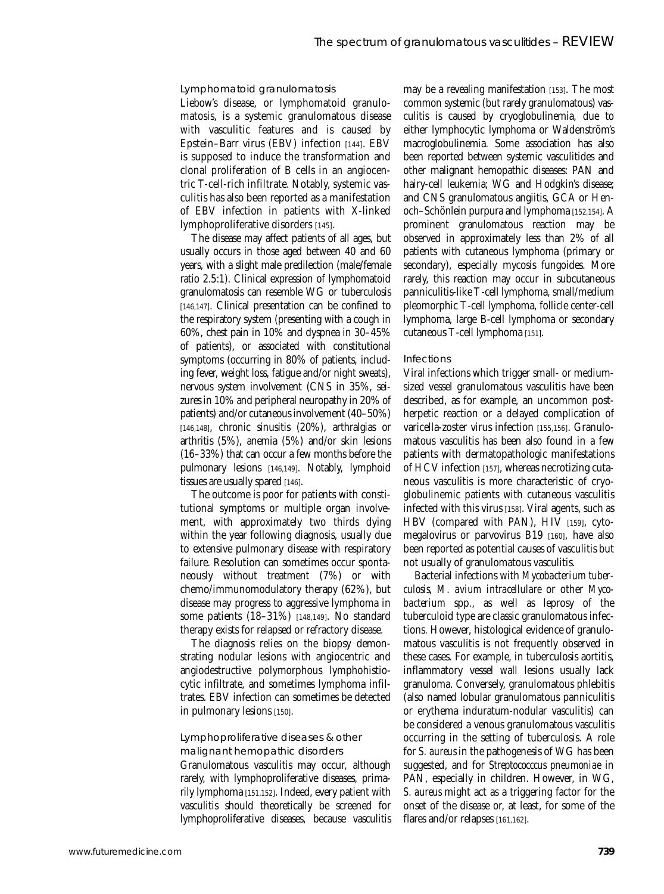### Lymphomatoid granulomatosis

Liebow's disease, or lymphomatoid granulomatosis, is a systemic granulomatous disease with vasculitic features and is caused by Epstein–Barr virus (EBV) infection [144]. EBV is supposed to induce the transformation and clonal proliferation of B cells in an angiocentric T-cell-rich infiltrate. Notably, systemic vasculitis has also been reported as a manifestation of EBV infection in patients with X-linked lymphoproliferative disorders [145].

The disease may affect patients of all ages, but usually occurs in those aged between 40 and 60 years, with a slight male predilection (male/female ratio 2.5:1). Clinical expression of lymphomatoid granulomatosis can resemble WG or tuberculosis [146,147]. Clinical presentation can be confined to the respiratory system (presenting with a cough in 60%, chest pain in 10% and dyspnea in 30–45% of patients), or associated with constitutional symptoms (occurring in 80% of patients, including fever, weight loss, fatigue and/or night sweats), nervous system involvement (CNS in 35%, seizures in 10% and peripheral neuropathy in 20% of patients) and/or cutaneous involvement (40–50%) [146,148], chronic sinusitis (20%), arthralgias or arthritis (5%), anemia (5%) and/or skin lesions (16–33%) that can occur a few months before the pulmonary lesions [146,149]. Notably, lymphoid tissues are usually spared [146].

The outcome is poor for patients with constitutional symptoms or multiple organ involvement, with approximately two thirds dying within the year following diagnosis, usually due to extensive pulmonary disease with respiratory failure. Resolution can sometimes occur spontaneously without treatment (7%) or with chemo/immunomodulatory therapy (62%), but disease may progress to aggressive lymphoma in some patients (18–31%) [148,149]. No standard therapy exists for relapsed or refractory disease.

The diagnosis relies on the biopsy demonstrating nodular lesions with angiocentric and angiodestructive polymorphous lymphohistiocytic infiltrate, and sometimes lymphoma infiltrates. EBV infection can sometimes be detected in pulmonary lesions [150].

### Lymphoproliferative diseases & other malignant hemopathic disorders

Granulomatous vasculitis may occur, although rarely, with lymphoproliferative diseases, primarily lymphoma [151,152]. Indeed, every patient with vasculitis should theoretically be screened for lymphoproliferative diseases, because vasculitis may be a revealing manifestation [153]. The most common systemic (but rarely granulomatous) vasculitis is caused by cryoglobulinemia, due to either lymphocytic lymphoma or Waldenström's macroglobulinemia. Some association has also been reported between systemic vasculitides and other malignant hemopathic diseases: PAN and hairy-cell leukemia; WG and Hodgkin's disease; and CNS granulomatous angiitis, GCA or Henoch–Schönlein purpura and lymphoma [152,154]. A prominent granulomatous reaction may be observed in approximately less than 2% of all patients with cutaneous lymphoma (primary or secondary), especially mycosis fungoides. More rarely, this reaction may occur in subcutaneous panniculitis-like T-cell lymphoma, small/medium pleomorphic T-cell lymphoma, follicle center-cell lymphoma, large B-cell lymphoma or secondary cutaneous T-cell lymphoma [151].

### Infections

Viral infections which trigger small- or medium-sized vessel granulomatous vasculitis have been described, as for example, an uncommon post-herpetic reaction or a delayed complication of varicella-zoster virus infection [155,156]. Granulomatous vasculitis has been also found in a few patients with dermatopathologic manifestations of HCV infection [157], whereas necrotizing cutaneous vasculitis is more characteristic of cryoglobulinemic patients with cutaneous vasculitis infected with this virus [158]. Viral agents, such as HBV (compared with PAN), HIV [159], cytomegalovirus or parvovirus B19 [160], have also been reported as potential causes of vasculitis but not usually of granulomatous vasculitis.

Bacterial infections with *Mycobacterium tuberculosis*, *M. avium intracellulare* or other *Mycobacterium* spp., as well as leprosy of the tuberculoid type are classic granulomatous infections. However, histological evidence of granulomatous vasculitis is not frequently observed in these cases. For example, in tuberculosis aortitis, inflammatory vessel wall lesions usually lack granuloma. Conversely, granulomatous phlebitis (also named lobular granulomatous panniculitis or erythema induratum-nodular vasculitis) can be considered a venous granulomatous vasculitis occurring in the setting of tuberculosis. A role for *S. aureus* in the pathogenesis of WG has been suggested, and for *Streptococccus pneumoniae* in PAN, especially in children. However, in WG, *S. aureus* might act as a triggering factor for the onset of the disease or, at least, for some of the flares and/or relapses [161,162].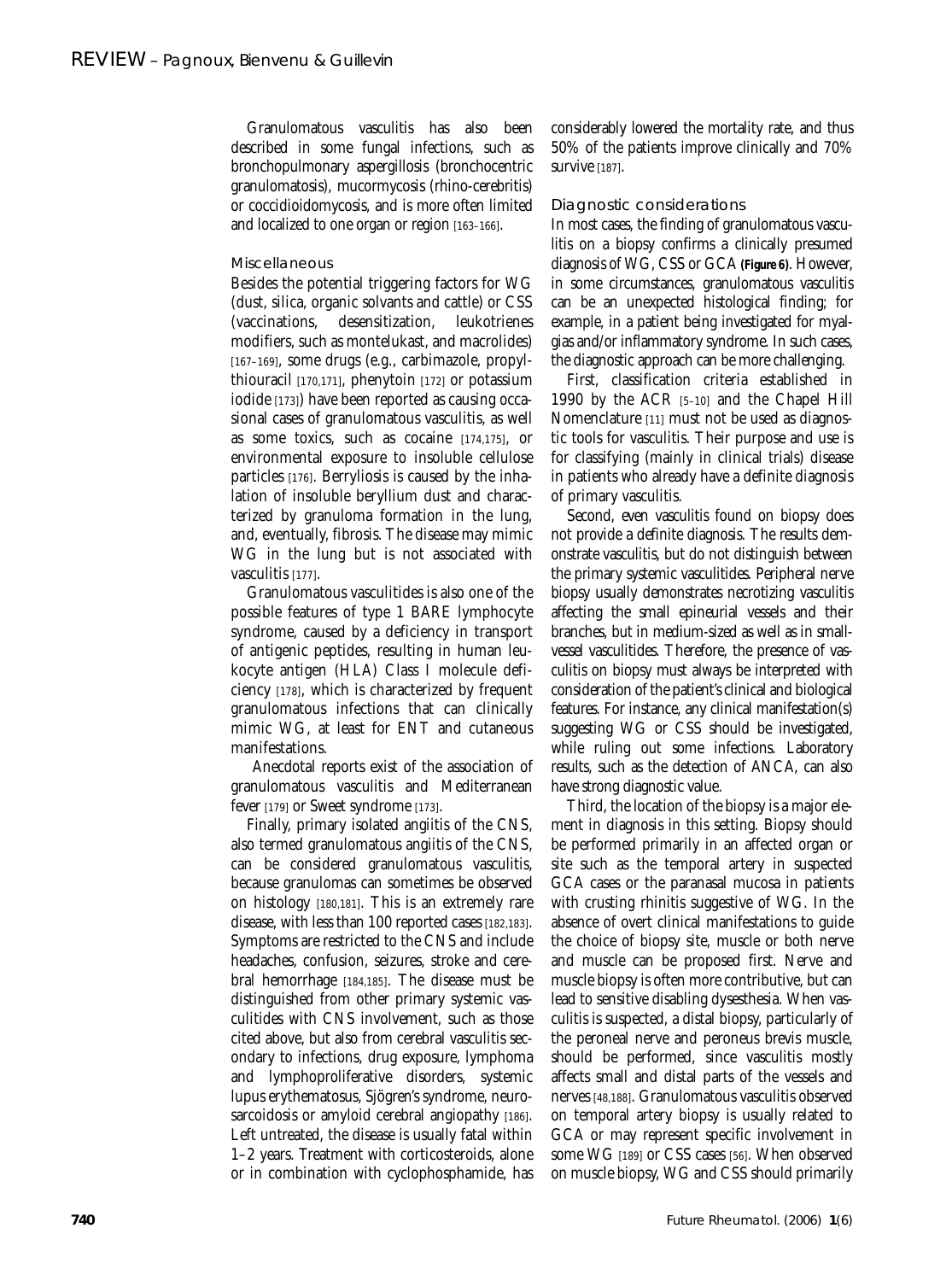Granulomatous vasculitis has also been described in some fungal infections, such as bronchopulmonary aspergillosis (bronchocentric granulomatosis), mucormycosis (rhino-cerebritis) or coccidioidomycosis, and is more often limited and localized to one organ or region [163–166].

### Miscellaneous

Besides the potential triggering factors for WG (dust, silica, organic solvants and cattle) or CSS (vaccinations, desensitization, leukotrienes modifiers, such as montelukast, and macrolides) [167–169], some drugs (e.g., carbimazole, propylthiouracil [170,171], phenytoin [172] or potassium iodide [173]) have been reported as causing occasional cases of granulomatous vasculitis, as well as some toxics, such as cocaine [174,175], or environmental exposure to insoluble cellulose particles [176]. Berryliosis is caused by the inhalation of insoluble beryllium dust and characterized by granuloma formation in the lung, and, eventually, fibrosis. The disease may mimic WG in the lung but is not associated with vasculitis [177].

Granulomatous vasculitides is also one of the possible features of type 1 BARE lymphocyte syndrome, caused by a deficiency in transport of antigenic peptides, resulting in human leukocyte antigen (HLA) Class I molecule deficiency [178], which is characterized by frequent granulomatous infections that can clinically mimic WG, at least for ENT and cutaneous manifestations.

Anecdotal reports exist of the association of granulomatous vasculitis and Mediterranean fever [179] or Sweet syndrome [173].

Finally, primary isolated angiitis of the CNS, also termed granulomatous angiitis of the CNS, can be considered granulomatous vasculitis, because granulomas can sometimes be observed on histology [180,181]. This is an extremely rare disease, with less than 100 reported cases [182,183]. Symptoms are restricted to the CNS and include headaches, confusion, seizures, stroke and cerebral hemorrhage [184,185]. The disease must be distinguished from other primary systemic vasculitides with CNS involvement, such as those cited above, but also from cerebral vasculitis secondary to infections, drug exposure, lymphoma and lymphoproliferative disorders, systemic lupus erythematosus, Sjögren's syndrome, neurosarcoidosis or amyloid cerebral angiopathy [186]. Left untreated, the disease is usually fatal within 1–2 years. Treatment with corticosteroids, alone or in combination with cyclophosphamide, has considerably lowered the mortality rate, and thus 50% of the patients improve clinically and 70% survive [187].

### Diagnostic considerations

In most cases, the finding of granulomatous vasculitis on a biopsy confirms a clinically presumed diagnosis of WG, CSS or GCA **(Figure 6)**. However, in some circumstances, granulomatous vasculitis can be an unexpected histological finding; for example, in a patient being investigated for myalgias and/or inflammatory syndrome. In such cases, the diagnostic approach can be more challenging.

First, classification criteria established in 1990 by the ACR [5–10] and the Chapel Hill Nomenclature [11] must not be used as diagnostic tools for vasculitis. Their purpose and use is for classifying (mainly in clinical trials) disease in patients who already have a definite diagnosis of primary vasculitis.

Second, even vasculitis found on biopsy does not provide a definite diagnosis. The results demonstrate vasculitis, but do not distinguish between the primary systemic vasculitides. Peripheral nerve biopsy usually demonstrates necrotizing vasculitis affecting the small epineurial vessels and their branches, but in medium-sized as well as in small-vessel vasculitides. Therefore, the presence of vasculitis on biopsy must always be interpreted with consideration of the patient's clinical and biological features. For instance, any clinical manifestation(s) suggesting WG or CSS should be investigated, while ruling out some infections. Laboratory results, such as the detection of ANCA, can also have strong diagnostic value.

Third, the location of the biopsy is a major element in diagnosis in this setting. Biopsy should be performed primarily in an affected organ or site such as the temporal artery in suspected GCA cases or the paranasal mucosa in patients with crusting rhinitis suggestive of WG. In the absence of overt clinical manifestations to guide the choice of biopsy site, muscle or both nerve and muscle can be proposed first. Nerve and muscle biopsy is often more contributive, but can lead to sensitive disabling dysesthesia. When vasculitis is suspected, a distal biopsy, particularly of the peroneal nerve and peroneus brevis muscle, should be performed, since vasculitis mostly affects small and distal parts of the vessels and nerves [48,188]. Granulomatous vasculitis observed on temporal artery biopsy is usually related to GCA or may represent specific involvement in some WG [189] or CSS cases [56]. When observed on muscle biopsy, WG and CSS should primarily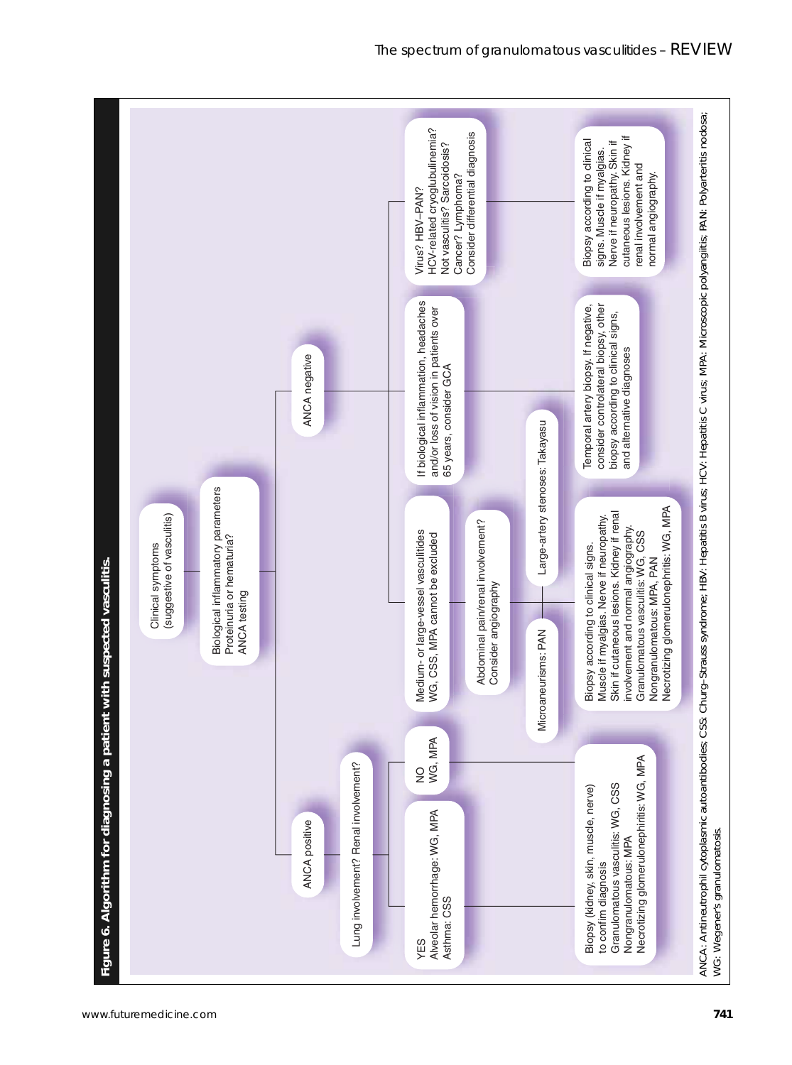**Figure 6. Algorithm for diagnosing a patient with suspected vasculitis.**

Clinical symptoms (suggestive of vasculitis)

Biological inflammatory parameters
Proteinuria or hematuria?
ANCA testing

**ANCA positive**

Lung involvement? Renal involvement?

- YES
  - Alveolar hemorrhage: WG, MPA
  - Asthma: CSS
- NO
  - WG, MPA

Biopsy (kidney, skin, muscle, nerve) to confirm diagnosis
- Granulomatous vasculitis: WG, CSS
- Nongranulomatous: MPA
- Necrotizing glomerulonephritis: WG, MPA

**ANCA negative**

- Medium- or large-vessel vasculitides
  WG, CSS, MPA cannot be excluded
  - Abdominal pain/renal involvement?
    Consider angiography
    - Microaneurisms: PAN
    - Large-artery stenoses: Takayasu
  - Biopsy according to clinical signs. Muscle if myalgias. Nerve if neuropathy. Skin if cutaneous lesions. Kidney if renal involvement and normal angiography.
    - Granulomatous vasculitis: WG, CSS
    - Nongranulomatous: MPA, PAN
    - Necrotizing glomerulonephritis: WG, MPA
- If biological inflammation, headaches and/or loss of vision in patients over 65 years, consider GCA
  - Temporal artery biopsy. If negative, consider controlateral biopsy, other biopsy according to clinical signs, and alternative diagnoses
- Virus? HBV–PAN?
  HCV-related cryoglubulinemia?
  Not vasculitis? Sarcoidosis?
  Cancer? Lymphoma?
  Consider differential diagnosis
  - Biopsy according to clinical signs. Muscle if myalgias. Nerve if neuropathy. Skin if cutaneous lesions. Kidney if renal involvement and normal angiography.

ANCA: Antineutrophil cytoplasmic autoantibodies; CSS: Churg–Strauss syndrome; HBV: Hepatitis B virus; HCV: Hepatitis C virus; MPA: Microscopic polyangiitis; PAN: Polyarteritis nodosa; WG: Wegener's granulomatosis.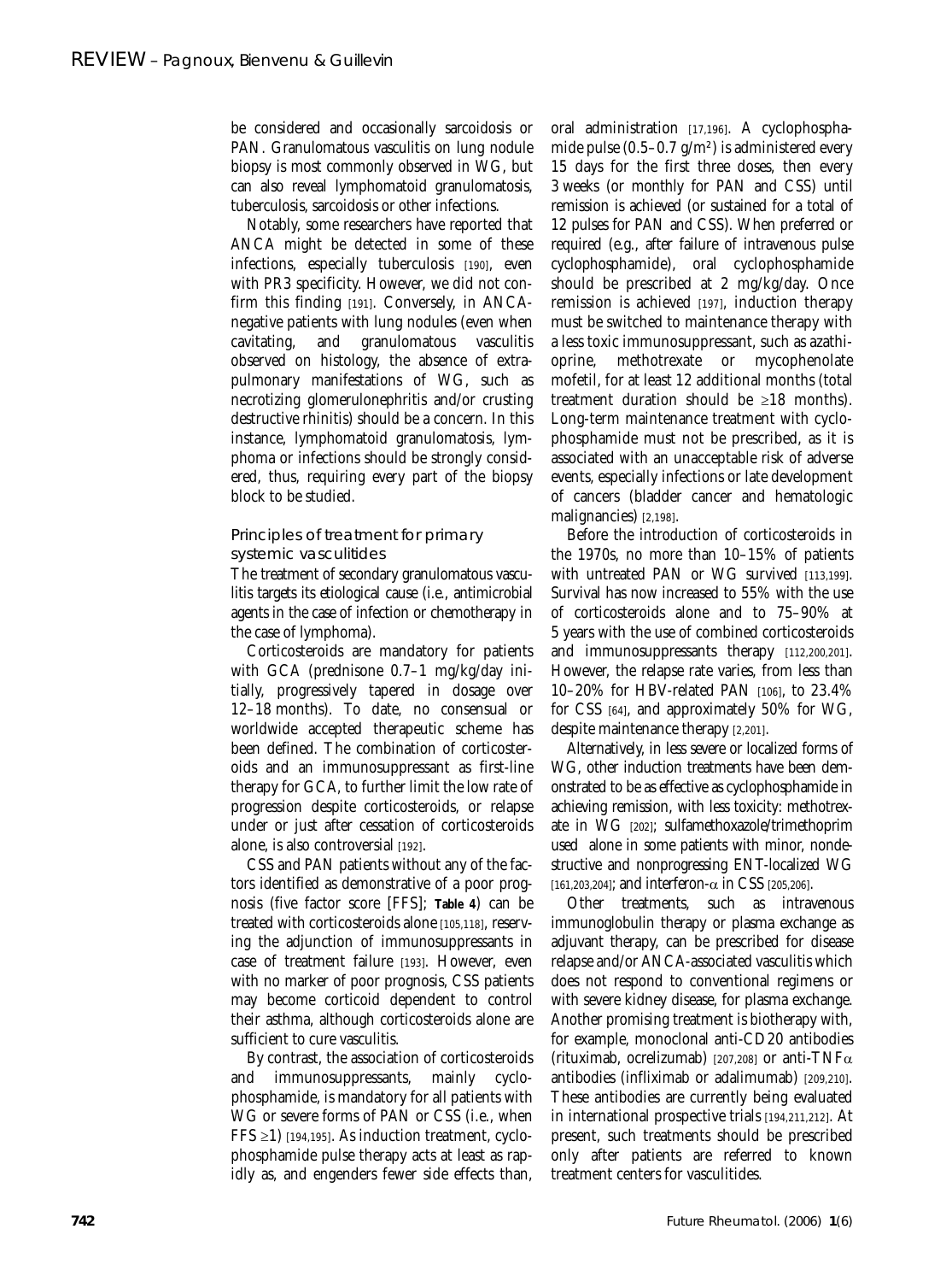be considered and occasionally sarcoidosis or PAN. Granulomatous vasculitis on lung nodule biopsy is most commonly observed in WG, but can also reveal lymphomatoid granulomatosis, tuberculosis, sarcoidosis or other infections.

Notably, some researchers have reported that ANCA might be detected in some of these infections, especially tuberculosis [190], even with PR3 specificity. However, we did not confirm this finding [191]. Conversely, in ANCA-negative patients with lung nodules (even when cavitating, and granulomatous vasculitis observed on histology, the absence of extrapulmonary manifestations of WG, such as necrotizing glomerulonephritis and/or crusting destructive rhinitis) should be a concern. In this instance, lymphomatoid granulomatosis, lymphoma or infections should be strongly considered, thus, requiring every part of the biopsy block to be studied.

### Principles of treatment for primary systemic vasculitides

The treatment of secondary granulomatous vasculitis targets its etiological cause (i.e., antimicrobial agents in the case of infection or chemotherapy in the case of lymphoma).

Corticosteroids are mandatory for patients with GCA (prednisone 0.7–1 mg/kg/day initially, progressively tapered in dosage over 12–18 months). To date, no consensual or worldwide accepted therapeutic scheme has been defined. The combination of corticosteroids and an immunosuppressant as first-line therapy for GCA, to further limit the low rate of progression despite corticosteroids, or relapse under or just after cessation of corticosteroids alone, is also controversial [192].

CSS and PAN patients without any of the factors identified as demonstrative of a poor prognosis (five factor score [FFS]; **Table 4**) can be treated with corticosteroids alone [105,118], reserving the adjunction of immunosuppressants in case of treatment failure [193]. However, even with no marker of poor prognosis, CSS patients may become corticoid dependent to control their asthma, although corticosteroids alone are sufficient to cure vasculitis.

By contrast, the association of corticosteroids and immunosuppressants, mainly cyclophosphamide, is mandatory for all patients with WG or severe forms of PAN or CSS (i.e., when FFS ≥1) [194,195]. As induction treatment, cyclophosphamide pulse therapy acts at least as rapidly as, and engenders fewer side effects than, oral administration [17,196]. A cyclophosphamide pulse (0.5–0.7 g/m²) is administered every 15 days for the first three doses, then every 3 weeks (or monthly for PAN and CSS) until remission is achieved (or sustained for a total of 12 pulses for PAN and CSS). When preferred or required (e.g., after failure of intravenous pulse cyclophosphamide), oral cyclophosphamide should be prescribed at 2 mg/kg/day. Once remission is achieved [197], induction therapy must be switched to maintenance therapy with a less toxic immunosuppressant, such as azathioprine, methotrexate or mycophenolate mofetil, for at least 12 additional months (total treatment duration should be ≥18 months). Long-term maintenance treatment with cyclophosphamide must not be prescribed, as it is associated with an unacceptable risk of adverse events, especially infections or late development of cancers (bladder cancer and hematologic malignancies) [2,198].

Before the introduction of corticosteroids in the 1970s, no more than 10–15% of patients with untreated PAN or WG survived [113,199]. Survival has now increased to 55% with the use of corticosteroids alone and to 75–90% at 5 years with the use of combined corticosteroids and immunosuppressants therapy [112,200,201]. However, the relapse rate varies, from less than 10–20% for HBV-related PAN [106], to 23.4% for CSS [64], and approximately 50% for WG, despite maintenance therapy [2,201].

Alternatively, in less severe or localized forms of WG, other induction treatments have been demonstrated to be as effective as cyclophosphamide in achieving remission, with less toxicity: methotrexate in WG [202]; sulfamethoxazole/trimethoprim used alone in some patients with minor, nondestructive and nonprogressing ENT-localized WG [161,203,204]; and interferon-α in CSS [205,206].

Other treatments, such as intravenous immunoglobulin therapy or plasma exchange as adjuvant therapy, can be prescribed for disease relapse and/or ANCA-associated vasculitis which does not respond to conventional regimens or with severe kidney disease, for plasma exchange. Another promising treatment is biotherapy with, for example, monoclonal anti-CD20 antibodies (rituximab, ocrelizumab) [207,208] or anti-TNFα antibodies (infliximab or adalimumab) [209,210]. These antibodies are currently being evaluated in international prospective trials [194,211,212]. At present, such treatments should be prescribed only after patients are referred to known treatment centers for vasculitides.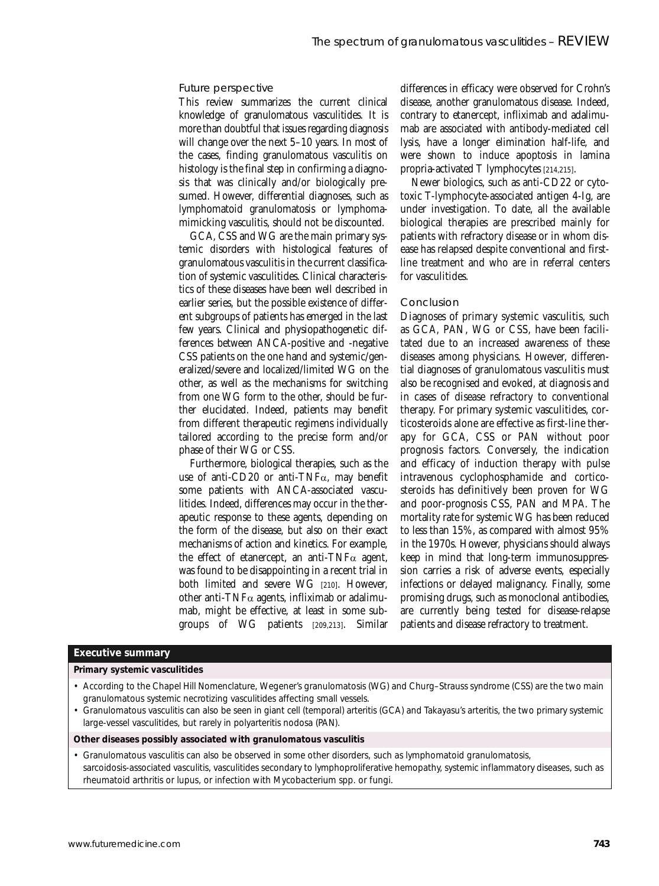## Future perspective

This review summarizes the current clinical knowledge of granulomatous vasculitides. It is more than doubtful that issues regarding diagnosis will change over the next 5–10 years. In most of the cases, finding granulomatous vasculitis on histology is the final step in confirming a diagnosis that was clinically and/or biologically presumed. However, differential diagnoses, such as lymphomatoid granulomatosis or lymphoma-mimicking vasculitis, should not be discounted.

GCA, CSS and WG are the main primary systemic disorders with histological features of granulomatous vasculitis in the current classification of systemic vasculitides. Clinical characteristics of these diseases have been well described in earlier series, but the possible existence of different subgroups of patients has emerged in the last few years. Clinical and physiopathogenetic differences between ANCA-positive and -negative CSS patients on the one hand and systemic/generalized/severe and localized/limited WG on the other, as well as the mechanisms for switching from one WG form to the other, should be further elucidated. Indeed, patients may benefit from different therapeutic regimens individually tailored according to the precise form and/or phase of their WG or CSS.

Furthermore, biological therapies, such as the use of anti-CD20 or anti-TNF$\alpha$, may benefit some patients with ANCA-associated vasculitides. Indeed, differences may occur in the therapeutic response to these agents, depending on the form of the disease, but also on their exact mechanisms of action and kinetics. For example, the effect of etanercept, an anti-TNF$\alpha$ agent, was found to be disappointing in a recent trial in both limited and severe WG [210]. However, other anti-TNF$\alpha$ agents, infliximab or adalimumab, might be effective, at least in some subgroups of WG patients [209,213]. Similar differences in efficacy were observed for Crohn's disease, another granulomatous disease. Indeed, contrary to etanercept, infliximab and adalimumab are associated with antibody-mediated cell lysis, have a longer elimination half-life, and were shown to induce apoptosis in lamina propria-activated T lymphocytes [214,215].

Newer biologics, such as anti-CD22 or cytotoxic T-lymphocyte-associated antigen 4-Ig, are under investigation. To date, all the available biological therapies are prescribed mainly for patients with refractory disease or in whom disease has relapsed despite conventional and first-line treatment and who are in referral centers for vasculitides.

## Conclusion

Diagnoses of primary systemic vasculitis, such as GCA, PAN, WG or CSS, have been facilitated due to an increased awareness of these diseases among physicians. However, differential diagnoses of granulomatous vasculitis must also be recognised and evoked, at diagnosis and in cases of disease refractory to conventional therapy. For primary systemic vasculitides, corticosteroids alone are effective as first-line therapy for GCA, CSS or PAN without poor prognosis factors. Conversely, the indication and efficacy of induction therapy with pulse intravenous cyclophosphamide and corticosteroids has definitively been proven for WG and poor-prognosis CSS, PAN and MPA. The mortality rate for systemic WG has been reduced to less than 15%, as compared with almost 95% in the 1970s. However, physicians should always keep in mind that long-term immunosuppression carries a risk of adverse events, especially infections or delayed malignancy. Finally, some promising drugs, such as monoclonal antibodies, are currently being tested for disease-relapse patients and disease refractory to treatment.

## Executive summary

**Primary systemic vasculitides**

- According to the Chapel Hill Nomenclature, Wegener's granulomatosis (WG) and Churg–Strauss syndrome (CSS) are the two main granulomatous systemic necrotizing vasculitides affecting small vessels.
- Granulomatous vasculitis can also be seen in giant cell (temporal) arteritis (GCA) and Takayasu's arteritis, the two primary systemic large-vessel vasculitides, but rarely in polyarteritis nodosa (PAN).

**Other diseases possibly associated with granulomatous vasculitis**

- Granulomatous vasculitis can also be observed in some other disorders, such as lymphomatoid granulomatosis, sarcoidosis-associated vasculitis, vasculitides secondary to lymphoproliferative hemopathy, systemic inflammatory diseases, such as rheumatoid arthritis or lupus, or infection with *Mycobacterium* spp. or fungi.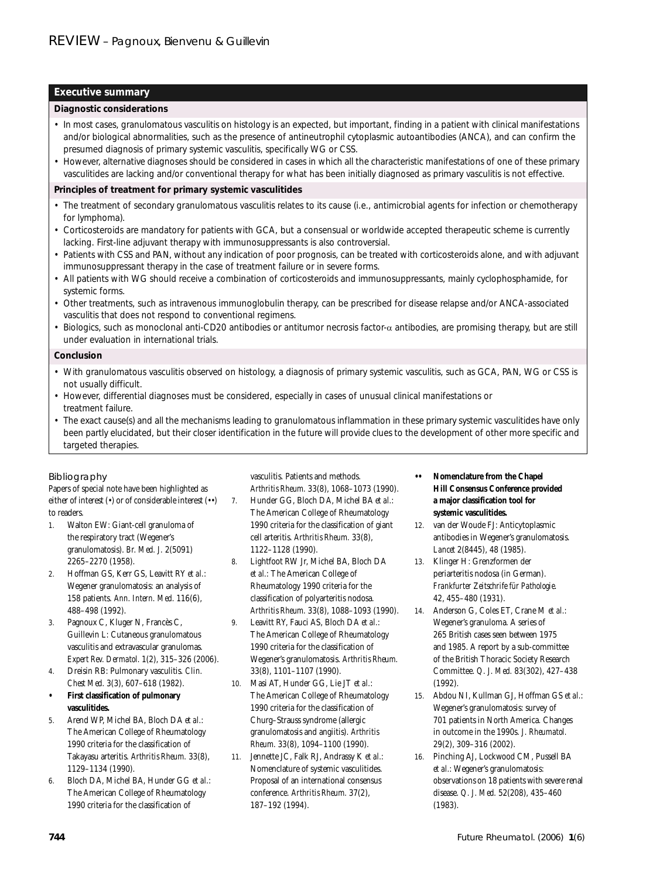## Executive summary

### Diagnostic considerations

- In most cases, granulomatous vasculitis on histology is an expected, but important, finding in a patient with clinical manifestations and/or biological abnormalities, such as the presence of antineutrophil cytoplasmic autoantibodies (ANCA), and can confirm the presumed diagnosis of primary systemic vasculitis, specifically WG or CSS.
- However, alternative diagnoses should be considered in cases in which all the characteristic manifestations of one of these primary vasculitides are lacking and/or conventional therapy for what has been initially diagnosed as primary vasculitis is not effective.

### Principles of treatment for primary systemic vasculitides

- The treatment of secondary granulomatous vasculitis relates to its cause (i.e., antimicrobial agents for infection or chemotherapy for lymphoma).
- Corticosteroids are mandatory for patients with GCA, but a consensual or worldwide accepted therapeutic scheme is currently lacking. First-line adjuvant therapy with immunosuppressants is also controversial.
- Patients with CSS and PAN, without any indication of poor prognosis, can be treated with corticosteroids alone, and with adjuvant immunosuppressant therapy in the case of treatment failure or in severe forms.
- All patients with WG should receive a combination of corticosteroids and immunosuppressants, mainly cyclophosphamide, for systemic forms.
- Other treatments, such as intravenous immunoglobulin therapy, can be prescribed for disease relapse and/or ANCA-associated vasculitis that does not respond to conventional regimens.
- Biologics, such as monoclonal anti-CD20 antibodies or antitumor necrosis factor-α antibodies, are promising therapy, but are still under evaluation in international trials.

### Conclusion

- With granulomatous vasculitis observed on histology, a diagnosis of primary systemic vasculitis, such as GCA, PAN, WG or CSS is not usually difficult.
- However, differential diagnoses must be considered, especially in cases of unusual clinical manifestations or treatment failure.
- The exact cause(s) and all the mechanisms leading to granulomatous inflammation in these primary systemic vasculitides have only been partly elucidated, but their closer identification in the future will provide clues to the development of other more specific and targeted therapies.

## Bibliography

Papers of special note have been highlighted as either of interest (•) or of considerable interest (••) to readers.

1. Walton EW: Giant-cell granuloma of the respiratory tract (Wegener's granulomatosis). *Br. Med. J.* 2(5091) 2265–2270 (1958).
2. Hoffman GS, Kerr GS, Leavitt RY *et al.*: Wegener granulomatosis: an analysis of 158 patients. *Ann. Intern. Med.* 116(6), 488–498 (1992).
3. Pagnoux C, Kluger N, Francès C, Guillevin L: Cutaneous granulomatous vasculitis and extravascular granulomas. *Expert Rev. Dermatol.* 1(2), 315–326 (2006).
4. Dreisin RB: Pulmonary vasculitis. *Clin. Chest Med.* 3(3), 607–618 (1982).
   - • **First classification of pulmonary vasculitides.**
5. Arend WP, Michel BA, Bloch DA *et al.*: The American College of Rheumatology 1990 criteria for the classification of Takayasu arteritis. *Arthritis Rheum.* 33(8), 1129–1134 (1990).
6. Bloch DA, Michel BA, Hunder GG *et al.*: The American College of Rheumatology 1990 criteria for the classification of vasculitis. Patients and methods. *Arthritis Rheum.* 33(8), 1068–1073 (1990).
7. Hunder GG, Bloch DA, Michel BA *et al.*: The American College of Rheumatology 1990 criteria for the classification of giant cell arteritis. *Arthritis Rheum.* 33(8), 1122–1128 (1990).
8. Lightfoot RW Jr, Michel BA, Bloch DA *et al.*: The American College of Rheumatology 1990 criteria for the classification of polyarteritis nodosa. *Arthritis Rheum.* 33(8), 1088–1093 (1990).
9. Leavitt RY, Fauci AS, Bloch DA *et al.*: The American College of Rheumatology 1990 criteria for the classification of Wegener's granulomatosis. *Arthritis Rheum.* 33(8), 1101–1107 (1990).
10. Masi AT, Hunder GG, Lie JT *et al.*: The American College of Rheumatology 1990 criteria for the classification of Churg–Strauss syndrome (allergic granulomatosis and angiitis). *Arthritis Rheum.* 33(8), 1094–1100 (1990).
11. Jennette JC, Falk RJ, Andrassy K *et al.*: Nomenclature of systemic vasculitides. Proposal of an international consensus conference. *Arthritis Rheum.* 37(2), 187–192 (1994).
    - •• **Nomenclature from the Chapel Hill Consensus Conference provided a major classification tool for systemic vasculitides.**
12. van der Woude FJ: Anticytoplasmic antibodies in Wegener's granulomatosis. *Lancet* 2(8445), 48 (1985).
13. Klinger H: Grenzformen der periarteritis nodosa (in German). *Frankfurter Zeitschrife für Pathologie.* 42, 455–480 (1931).
14. Anderson G, Coles ET, Crane M *et al.*: Wegener's granuloma. A series of 265 British cases seen between 1975 and 1985. A report by a sub-committee of the British Thoracic Society Research Committee. *Q. J. Med.* 83(302), 427–438 (1992).
15. Abdou NI, Kullman GJ, Hoffman GS *et al.*: Wegener's granulomatosis: survey of 701 patients in North America. Changes in outcome in the 1990s. *J. Rheumatol.* 29(2), 309–316 (2002).
16. Pinching AJ, Lockwood CM, Pussell BA *et al.*: Wegener's granulomatosis: observations on 18 patients with severe renal disease. *Q. J. Med.* 52(208), 435–460 (1983).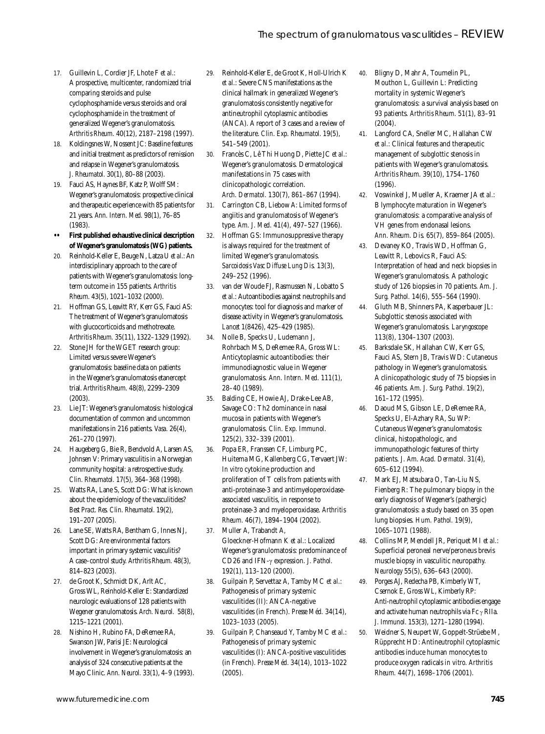17. Guillevin L, Cordier JF, Lhote F *et al.*: A prospective, multicenter, randomized trial comparing steroids and pulse cyclophosphamide versus steroids and oral cyclophosphamide in the treatment of generalized Wegener's granulomatosis. *Arthritis Rheum.* 40(12), 2187–2198 (1997).
18. Koldingsnes W, Nossent JC: Baseline features and initial treatment as predictors of remission and relapse in Wegener's granulomatosis. *J. Rheumatol.* 30(1), 80–88 (2003).
19. Fauci AS, Haynes BF, Katz P, Wolff SM: Wegener's granulomatosis: prospective clinical and therapeutic experience with 85 patients for 21 years. *Ann. Intern. Med.* 98(1), 76–85 (1983).

•• **First published exhaustive clinical description of Wegener's granulomatosis (WG) patients.**

20. Reinhold-Keller E, Beuge N, Latza U *et al.*: An interdisciplinary approach to the care of patients with Wegener's granulomatosis: long-term outcome in 155 patients. *Arthritis Rheum.* 43(5), 1021–1032 (2000).
21. Hoffman GS, Leavitt RY, Kerr GS, Fauci AS: The treatment of Wegener's granulomatosis with glucocorticoids and methotrexate. *Arthritis Rheum.* 35(11), 1322–1329 (1992).
22. Stone JH for the WGET research group: Limited versus severe Wegener's granulomatosis: baseline data on patients in the Wegener's granulomatosis etanercept trial. *Arthritis Rheum.* 48(8), 2299–2309 (2003).
23. Lie JT: Wegener's granulomatosis: histological documentation of common and uncommon manifestations in 216 patients. *Vasa.* 26(4), 261–270 (1997).
24. Haugeberg G, Bie R, Bendvold A, Larsen AS, Johnsen V: Primary vasculitis in a Norwegian community hospital: a retrospective study. *Clin. Rheumatol.* 17(5), 364–368 (1998).
25. Watts RA, Lane S, Scott DG: What is known about the epidemiology of the vasculitides? *Best Pract. Res. Clin. Rheumatol.* 19(2), 191–207 (2005).
26. Lane SE, Watts RA, Bentham G, Innes NJ, Scott DG: Are environmental factors important in primary systemic vasculitis? A case–control study. *Arthritis Rheum.* 48(3), 814–823 (2003).
27. de Groot K, Schmidt DK, Arlt AC, Gross WL, Reinhold-Keller E: Standardized neurologic evaluations of 128 patients with Wegener granulomatosis. *Arch. Neurol.* 58(8), 1215–1221 (2001).
28. Nishino H, Rubino FA, DeRemee RA, Swanson JW, Parisi JE: Neurological involvement in Wegener's granulomatosis: an analysis of 324 consecutive patients at the Mayo Clinic. *Ann. Neurol.* 33(1), 4–9 (1993).
29. Reinhold-Keller E, de Groot K, Holl-Ulrich K *et al.*: Severe CNS manifestations as the clinical hallmark in generalized Wegener's granulomatosis consistently negative for antineutrophil cytoplasmic antibodies (ANCA). A report of 3 cases and a review of the literature. *Clin. Exp. Rheumatol.* 19(5), 541–549 (2001).
30. Francès C, Lê Thi Huong D, Piette JC *et al.*: Wegener's granulomatosis. Dermatological manifestations in 75 cases with clinicopathologic correlation. *Arch. Dermatol.* 130(7), 861–867 (1994).
31. Carrington CB, Liebow A: Limited forms of angiitis and granulomatosis of Wegener's type. *Am. J. Med.* 41(4), 497–527 (1966).
32. Hoffman GS: Immunosuppressive therapy is always required for the treatment of limited Wegener's granulomatosis. *Sarcoidosis Vasc Diffuse Lung Dis.* 13(3), 249–252 (1996).
33. van der Woude FJ, Rasmussen N, Lobatto S *et al.*: Autoantibodies against neutrophils and monocytes: tool for diagnosis and marker of disease activity in Wegener's granulomatosis. *Lancet* 1(8426), 425–429 (1985).
34. Nolle B, Specks U, Ludemann J, Rohrbach MS, DeRemee RA, Gross WL: Anticytoplasmic autoantibodies: their immunodiagnostic value in Wegener granulomatosis. *Ann. Intern. Med.* 111(1), 28–40 (1989).
35. Balding CE, Howie AJ, Drake-Lee AB, Savage CO: Th2 dominance in nasal mucosa in patients with Wegener's granulomatosis. *Clin. Exp. Immunol.* 125(2), 332–339 (2001).
36. Popa ER, Franssen CF, Limburg PC, Huitema MG, Kallenberg CG, Tervaert JW: *In vitro* cytokine production and proliferation of T cells from patients with anti-proteinase-3 and antimyeloperoxidase-associated vasculitis, in response to proteinase-3 and myeloperoxidase. *Arthritis Rheum.* 46(7), 1894–1904 (2002).
37. Muller A, Trabandt A, Gloeckner-Hofmann K *et al.*: Localized Wegener's granulomatosis: predominance of CD26 and IFN-γ expression. *J. Pathol.* 192(1), 113–120 (2000).
38. Guilpain P, Servettaz A, Tamby MC *et al.*: Pathogenesis of primary systemic vasculitides (II): ANCA-negative vasculitides (in French). *Presse Méd.* 34(14), 1023–1033 (2005).
39. Guilpain P, Chanseaud Y, Tamby MC *et al.*: Pathogenesis of primary systemic vasculitides (I): ANCA-positive vasculitides (in French). *Presse Méd.* 34(14), 1013–1022 (2005).
40. Bligny D, Mahr A, Toumelin PL, Mouthon L, Guillevin L: Predicting mortality in systemic Wegener's granulomatosis: a survival analysis based on 93 patients. *Arthritis Rheum.* 51(1), 83–91 (2004).
41. Langford CA, Sneller MC, Hallahan CW *et al.*: Clinical features and therapeutic management of subglottic stenosis in patients with Wegener's granulomatosis. *Arthritis Rheum.* 39(10), 1754–1760 (1996).
42. Voswinkel J, Mueller A, Kraemer JA *et al.*: B lymphocyte maturation in Wegener's granulomatosis: a comparative analysis of VH genes from endonasal lesions. *Ann. Rheum. Dis.* 65(7), 859–864 (2005).
43. Devaney KO, Travis WD, Hoffman G, Leavitt R, Lebovics R, Fauci AS: Interpretation of head and neck biopsies in Wegener's granulomatosis. A pathologic study of 126 biopsies in 70 patients. *Am. J. Surg. Pathol.* 14(6), 555–564 (1990).
44. Gluth MB, Shinners PA, Kasperbauer JL: Subglottic stenosis associated with Wegener's granulomatosis. *Laryngoscope* 113(8), 1304–1307 (2003).
45. Barksdale SK, Hallahan CW, Kerr GS, Fauci AS, Stern JB, Travis WD: Cutaneous pathology in Wegener's granulomatosis. A clinicopathologic study of 75 biopsies in 46 patients. *Am. J. Surg. Pathol.* 19(2), 161–172 (1995).
46. Daoud MS, Gibson LE, DeRemee RA, Specks U, El-Azhary RA, Su WP: Cutaneous Wegener's granulomatosis: clinical, histopathologic, and immunopathologic features of thirty patients. *J. Am. Acad. Dermatol.* 31(4), 605–612 (1994).
47. Mark EJ, Matsubara O, Tan-Liu NS, Fienberg R: The pulmonary biopsy in the early diagnosis of Wegener's (pathergic) granulomatosis: a study based on 35 open lung biopsies. *Hum. Pathol.* 19(9), 1065–1071 (1988).
48. Collins MP, Mendell JR, Periquet MI *et al.*: Superficial peroneal nerve/peroneus brevis muscle biopsy in vasculitic neuropathy. *Neurology* 55(5), 636–643 (2000).
49. Porges AJ, Redecha PB, Kimberly WT, Csernok E, Gross WL, Kimberly RP: Anti-neutrophil cytoplasmic antibodies engage and activate human neutrophils via Fcγ RIIa. *J. Immunol.* 153(3), 1271–1280 (1994).
50. Weidner S, Neupert W, Goppelt-Strüebe M, Rüpprecht HD: Antineutrophil cytoplasmic antibodies induce human monocytes to produce oxygen radicals *in vitro*. *Arthritis Rheum.* 44(7), 1698–1706 (2001).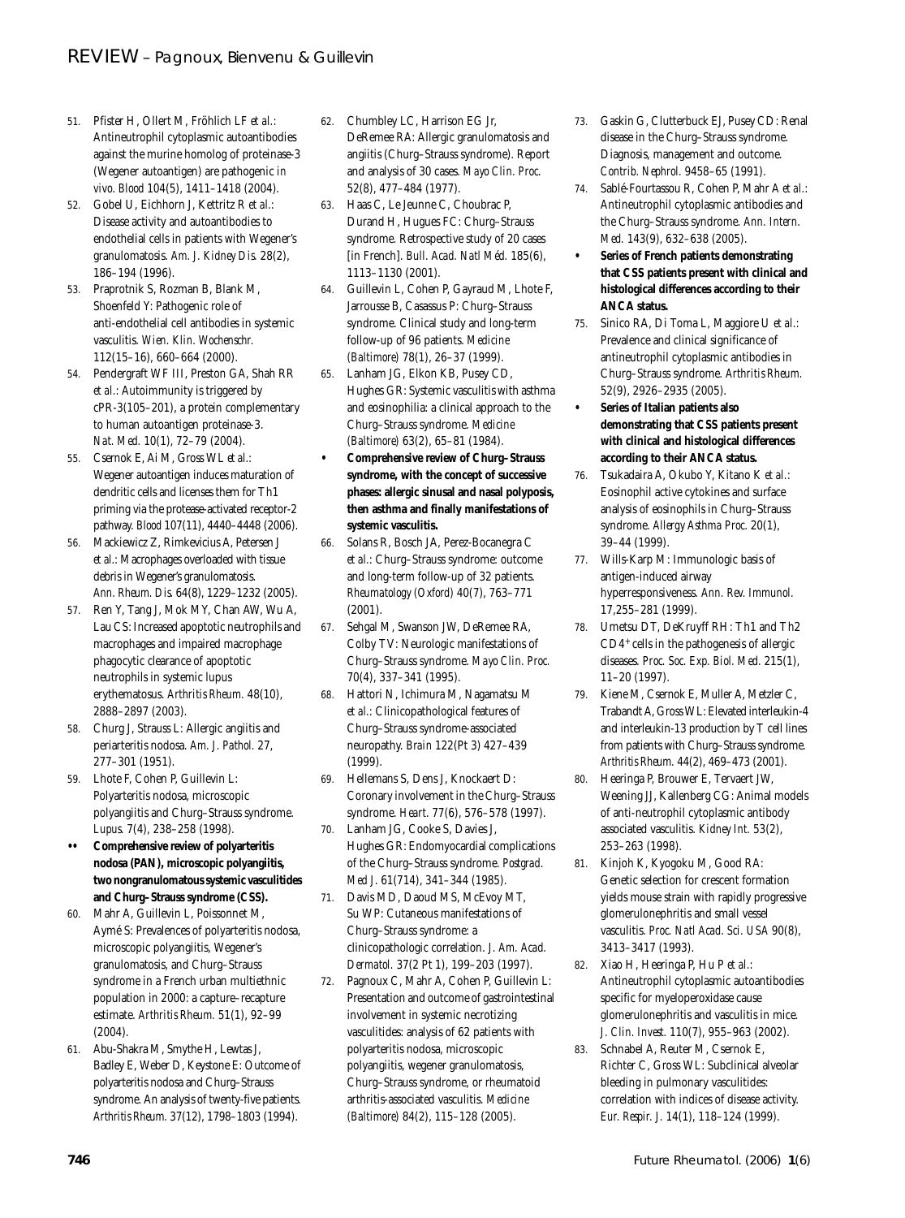51. Pfister H, Ollert M, Fröhlich LF *et al.*: Antineutrophil cytoplasmic autoantibodies against the murine homolog of proteinase-3 (Wegener autoantigen) are pathogenic *in vivo*. *Blood* 104(5), 1411–1418 (2004).
52. Gobel U, Eichhorn J, Kettritz R *et al.*: Disease activity and autoantibodies to endothelial cells in patients with Wegener's granulomatosis. *Am. J. Kidney Dis.* 28(2), 186–194 (1996).
53. Praprotnik S, Rozman B, Blank M, Shoenfeld Y: Pathogenic role of anti-endothelial cell antibodies in systemic vasculitis. *Wien. Klin. Wochenschr.* 112(15–16), 660–664 (2000).
54. Pendergraft WF III, Preston GA, Shah RR *et al.*: Autoimmunity is triggered by cPR-3(105–201), a protein complementary to human autoantigen proteinase-3. *Nat. Med.* 10(1), 72–79 (2004).
55. Csernok E, Ai M, Gross WL *et al.*: Wegener autoantigen induces maturation of dendritic cells and licenses them for Th1 priming via the protease-activated receptor-2 pathway. *Blood* 107(11), 4440–4448 (2006).
56. Mackiewicz Z, Rimkevicius A, Petersen J *et al.*: Macrophages overloaded with tissue debris in Wegener's granulomatosis. *Ann. Rheum. Dis.* 64(8), 1229–1232 (2005).
57. Ren Y, Tang J, Mok MY, Chan AW, Wu A, Lau CS: Increased apoptotic neutrophils and macrophages and impaired macrophage phagocytic clearance of apoptotic neutrophils in systemic lupus erythematosus. *Arthritis Rheum.* 48(10), 2888–2897 (2003).
58. Churg J, Strauss L: Allergic angiitis and periarteritis nodosa. *Am. J. Pathol.* 27, 277–301 (1951).
59. Lhote F, Cohen P, Guillevin L: Polyarteritis nodosa, microscopic polyangiitis and Churg–Strauss syndrome. *Lupus.* 7(4), 238–258 (1998).
    - •• **Comprehensive review of polyarteritis nodosa (PAN), microscopic polyangiitis, two nongranulomatous systemic vasculitides and Churg–Strauss syndrome (CSS).**
60. Mahr A, Guillevin L, Poissonnet M, Aymé S: Prevalences of polyarteritis nodosa, microscopic polyangiitis, Wegener's granulomatosis, and Churg–Strauss syndrome in a French urban multiethnic population in 2000: a capture–recapture estimate. *Arthritis Rheum.* 51(1), 92–99 (2004).
61. Abu-Shakra M, Smythe H, Lewtas J, Badley E, Weber D, Keystone E: Outcome of polyarteritis nodosa and Churg–Strauss syndrome. An analysis of twenty-five patients. *Arthritis Rheum.* 37(12), 1798–1803 (1994).
62. Chumbley LC, Harrison EG Jr, DeRemee RA: Allergic granulomatosis and angiitis (Churg–Strauss syndrome). Report and analysis of 30 cases. *Mayo Clin. Proc.* 52(8), 477–484 (1977).
63. Haas C, Le Jeunne C, Choubrac P, Durand H, Hugues FC: Churg–Strauss syndrome. Retrospective study of 20 cases [in French]. *Bull. Acad. Natl Méd.* 185(6), 1113–1130 (2001).
64. Guillevin L, Cohen P, Gayraud M, Lhote F, Jarrousse B, Casassus P: Churg–Strauss syndrome. Clinical study and long-term follow-up of 96 patients. *Medicine (Baltimore)* 78(1), 26–37 (1999).
65. Lanham JG, Elkon KB, Pusey CD, Hughes GR: Systemic vasculitis with asthma and eosinophilia: a clinical approach to the Churg–Strauss syndrome. *Medicine (Baltimore)* 63(2), 65–81 (1984).
    - • **Comprehensive review of Churg–Strauss syndrome, with the concept of successive phases: allergic sinusal and nasal polyposis, then asthma and finally manifestations of systemic vasculitis.**
66. Solans R, Bosch JA, Perez-Bocanegra C *et al.*: Churg–Strauss syndrome: outcome and long-term follow-up of 32 patients. *Rheumatology (Oxford)* 40(7), 763–771 (2001).
67. Sehgal M, Swanson JW, DeRemee RA, Colby TV: Neurologic manifestations of Churg–Strauss syndrome. *Mayo Clin. Proc.* 70(4), 337–341 (1995).
68. Hattori N, Ichimura M, Nagamatsu M *et al.*: Clinicopathological features of Churg–Strauss syndrome-associated neuropathy. *Brain* 122(Pt 3) 427–439 (1999).
69. Hellemans S, Dens J, Knockaert D: Coronary involvement in the Churg–Strauss syndrome. *Heart.* 77(6), 576–578 (1997).
70. Lanham JG, Cooke S, Davies J, Hughes GR: Endomyocardial complications of the Churg–Strauss syndrome. *Postgrad. Med J.* 61(714), 341–344 (1985).
71. Davis MD, Daoud MS, McEvoy MT, Su WP: Cutaneous manifestations of Churg–Strauss syndrome: a clinicopathologic correlation. *J. Am. Acad. Dermatol.* 37(2 Pt 1), 199–203 (1997).
72. Pagnoux C, Mahr A, Cohen P, Guillevin L: Presentation and outcome of gastrointestinal involvement in systemic necrotizing vasculitides: analysis of 62 patients with polyarteritis nodosa, microscopic polyangiitis, wegener granulomatosis, Churg–Strauss syndrome, or rheumatoid arthritis-associated vasculitis. *Medicine (Baltimore)* 84(2), 115–128 (2005).
73. Gaskin G, Clutterbuck EJ, Pusey CD: Renal disease in the Churg–Strauss syndrome. Diagnosis, management and outcome. *Contrib. Nephrol.* 9458–65 (1991).
74. Sablé-Fourtassou R, Cohen P, Mahr A *et al.*: Antineutrophil cytoplasmic antibodies and the Churg–Strauss syndrome. *Ann. Intern. Med.* 143(9), 632–638 (2005).
    - • **Series of French patients demonstrating that CSS patients present with clinical and histological differences according to their ANCA status.**
75. Sinico RA, Di Toma L, Maggiore U *et al.*: Prevalence and clinical significance of antineutrophil cytoplasmic antibodies in Churg–Strauss syndrome. *Arthritis Rheum.* 52(9), 2926–2935 (2005).
    - • **Series of Italian patients also demonstrating that CSS patients present with clinical and histological differences according to their ANCA status.**
76. Tsukadaira A, Okubo Y, Kitano K *et al.*: Eosinophil active cytokines and surface analysis of eosinophils in Churg–Strauss syndrome. *Allergy Asthma Proc.* 20(1), 39–44 (1999).
77. Wills-Karp M: Immunologic basis of antigen-induced airway hyperresponsiveness. *Ann. Rev. Immunol.* 17,255–281 (1999).
78. Umetsu DT, DeKruyff RH: Th1 and Th2 CD4[+] cells in the pathogenesis of allergic diseases. *Proc. Soc. Exp. Biol. Med.* 215(1), 11–20 (1997).
79. Kiene M, Csernok E, Muller A, Metzler C, Trabandt A, Gross WL: Elevated interleukin-4 and interleukin-13 production by T cell lines from patients with Churg–Strauss syndrome. *Arthritis Rheum.* 44(2), 469–473 (2001).
80. Heeringa P, Brouwer E, Tervaert JW, Weening JJ, Kallenberg CG: Animal models of anti-neutrophil cytoplasmic antibody associated vasculitis. *Kidney Int.* 53(2), 253–263 (1998).
81. Kinjoh K, Kyogoku M, Good RA: Genetic selection for crescent formation yields mouse strain with rapidly progressive glomerulonephritis and small vessel vasculitis. *Proc. Natl Acad. Sci. USA* 90(8), 3413–3417 (1993).
82. Xiao H, Heeringa P, Hu P *et al.*: Antineutrophil cytoplasmic autoantibodies specific for myeloperoxidase cause glomerulonephritis and vasculitis in mice. *J. Clin. Invest.* 110(7), 955–963 (2002).
83. Schnabel A, Reuter M, Csernok E, Richter C, Gross WL: Subclinical alveolar bleeding in pulmonary vasculitides: correlation with indices of disease activity. *Eur. Respir. J.* 14(1), 118–124 (1999).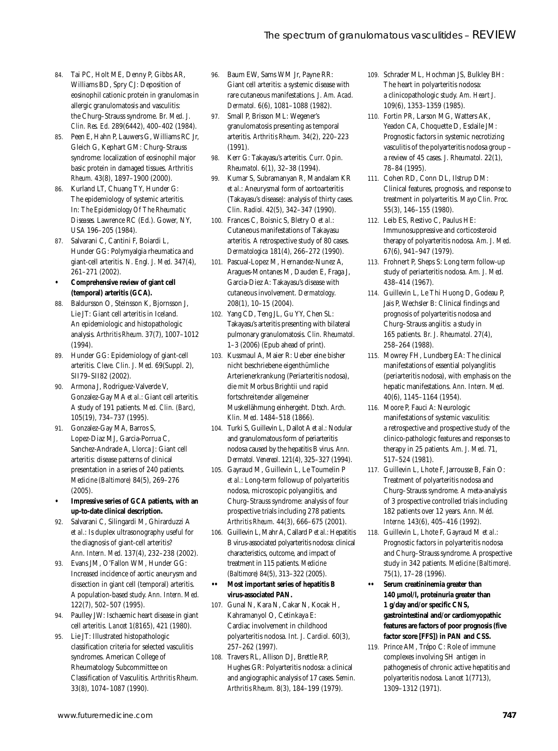84. Tai PC, Holt ME, Denny P, Gibbs AR, Williams BD, Spry CJ: Deposition of eosinophil cationic protein in granulomas in allergic granulomatosis and vasculitis: the Churg–Strauss syndrome. *Br. Med. J. Clin. Res. Ed.* 289(6442), 400–402 (1984).

85. Peen E, Hahn P, Lauwers G, Williams RC Jr, Gleich G, Kephart GM: Churg–Strauss syndrome: localization of eosinophil major basic protein in damaged tissues. *Arthritis Rheum.* 43(8), 1897–1900 (2000).

86. Kurland LT, Chuang TY, Hunder G: The epidemiology of systemic arteritis. In: *The Epidemiology Of The Rheumatic Diseases.* Lawrence RC (Ed.). Gower, NY, USA 196–205 (1984).

87. Salvarani C, Cantini F, Boiardi L, Hunder GG: Polymyalgia rheumatica and giant-cell arteritis. *N. Engl. J. Med.* 347(4), 261–271 (2002).
   - • **Comprehensive review of giant cell (temporal) arteritis (GCA).**

88. Baldursson O, Steinsson K, Bjornsson J, Lie JT: Giant cell arteritis in Iceland. An epidemiologic and histopathologic analysis. *Arthritis Rheum.* 37(7), 1007–1012 (1994).

89. Hunder GG: Epidemiology of giant-cell arteritis. *Cleve. Clin. J. Med.* 69(Suppl. 2), SII79–SII82 (2002).

90. Armona J, Rodriguez-Valverde V, Gonzalez-Gay MA *et al.*: Giant cell arteritis. A study of 191 patients. *Med. Clin. (Barc),* 105(19), 734–737 (1995).

91. Gonzalez-Gay MA, Barros S, Lopez-Diaz MJ, Garcia-Porrua C, Sanchez-Andrade A, Llorca J: Giant cell arteritis: disease patterns of clinical presentation in a series of 240 patients. *Medicine (Baltimore)* 84(5), 269–276 (2005).
   - • **Impressive series of GCA patients, with an up-to-date clinical description.**

92. Salvarani C, Silingardi M, Ghirarduzzi A *et al.*: Is duplex ultrasonography useful for the diagnosis of giant-cell arteritis? *Ann. Intern. Med.* 137(4), 232–238 (2002).

93. Evans JM, O'Fallon WM, Hunder GG: Increased incidence of aortic aneurysm and dissection in giant cell (temporal) arteritis. A population-based study. *Ann. Intern. Med.* 122(7), 502–507 (1995).

94. Paulley JW: Ischaemic heart disease in giant cell arteritis. *Lancet* 1(8165), 421 (1980).

95. Lie JT: Illustrated histopathologic classification criteria for selected vasculitis syndromes. American College of Rheumatology Subcommittee on Classification of Vasculitis. *Arthritis Rheum.* 33(8), 1074–1087 (1990).

96. Baum EW, Sams WM Jr, Payne RR: Giant cell arteritis: a systemic disease with rare cutaneous manifestations. *J. Am. Acad. Dermatol.* 6(6), 1081–1088 (1982).

97. Small P, Brisson ML: Wegener's granulomatosis presenting as temporal arteritis. *Arthritis Rheum.* 34(2), 220–223 (1991).

98. Kerr G: Takayasu's arteritis. *Curr. Opin. Rheumatol.* 6(1), 32–38 (1994).

99. Kumar S, Subramanyan R, Mandalam KR *et al.*: Aneurysmal form of aortoarteritis (Takayasu's disease): analysis of thirty cases. *Clin. Radiol.* 42(5), 342–347 (1990).

100. Frances C, Boisnic S, Bletry O *et al.*: Cutaneous manifestations of Takayasu arteritis. A retrospective study of 80 cases. *Dermatologica* 181(4), 266–272 (1990).

101. Pascual-Lopez M, Hernandez-Nunez A, Aragues-Montanes M, Dauden E, Fraga J, Garcia-Diez A: Takayasu's disease with cutaneous involvement. *Dermatology.* 208(1), 10–15 (2004).

102. Yang CD, Teng JL, Gu YY, Chen SL: Takayasu's arteritis presenting with bilateral pulmonary granulomatosis. *Clin. Rheumatol.* 1–3 (2006) (Epub ahead of print).

103. Kussmaul A, Maier R: Ueber eine bisher nicht beschriebene eigenthümliche Arterienerkrankung (Periarteritis nodosa), die mit Morbus Brightii und rapid fortschreitender allgemeiner Muskellähmung einhergeht. *Dtsch. Arch. Klin. Med.* 1484–518 (1866).

104. Turki S, Guillevin L, Dallot A *et al.*: Nodular and granulomatous form of periarteritis nodosa caused by the hepatitis B virus. *Ann. Dermatol. Venereol.* 121(4), 325–327 (1994).

105. Gayraud M, Guillevin L, Le Toumelin P *et al.*: Long-term followup of polyarteritis nodosa, microscopic polyangiitis, and Churg–Strauss syndrome: analysis of four prospective trials including 278 patients. *Arthritis Rheum.* 44(3), 666–675 (2001).

106. Guillevin L, Mahr A, Callard P *et al.*: Hepatitis B virus-associated polyarteritis nodosa: clinical characteristics, outcome, and impact of treatment in 115 patients. *Medicine (Baltimore)* 84(5), 313–322 (2005).
   - •• **Most important series of hepatitis B virus-associated PAN.**

107. Gunal N, Kara N, Cakar N, Kocak H, Kahramanyol O, Cetinkaya E: Cardiac involvement in childhood polyarteritis nodosa. *Int. J. Cardiol.* 60(3), 257–262 (1997).

108. Travers RL, Allison DJ, Brettle RP, Hughes GR: Polyarteritis nodosa: a clinical and angiographic analysis of 17 cases. *Semin. Arthritis Rheum.* 8(3), 184–199 (1979).

109. Schrader ML, Hochman JS, Bulkley BH: The heart in polyarteritis nodosa: a clinicopathologic study. *Am. Heart J.* 109(6), 1353–1359 (1985).

110. Fortin PR, Larson MG, Watters AK, Yeadon CA, Choquette D, Esdaile JM: Prognostic factors in systemic necrotizing vasculitis of the polyarteritis nodosa group – a review of 45 cases. *J. Rheumatol.* 22(1), 78–84 (1995).

111. Cohen RD, Conn DL, Ilstrup DM: Clinical features, prognosis, and response to treatment in polyarteritis. *Mayo Clin. Proc.* 55(3), 146–155 (1980).

112. Leib ES, Restivo C, Paulus HE: Immunosuppressive and corticosteroid therapy of polyarteritis nodosa. *Am. J. Med.* 67(6), 941–947 (1979).

113. Frohnert P, Sheps S: Long term follow-up study of periarteritis nodosa. *Am. J. Med.* 438–414 (1967).

114. Guillevin L, Le Thi Huong D, Godeau P, Jais P, Wechsler B: Clinical findings and prognosis of polyarteritis nodosa and Churg–Strauss angiitis: a study in 165 patients. *Br. J. Rheumatol.* 27(4), 258–264 (1988).

115. Mowrey FH, Lundberg EA: The clinical manifestations of essential polyanglitis (periarteritis nodosa), with emphasis on the hepatic manifestations. *Ann. Intern. Med.* 40(6), 1145–1164 (1954).

116. Moore P, Fauci A: Neurologic manifestations of systemic vasculitis: a retrospective and prospective study of the clinico-pathologic features and responses to therapy in 25 patients. *Am. J. Med.* 71, 517–524 (1981).

117. Guillevin L, Lhote F, Jarrousse B, Fain O: Treatment of polyarteritis nodosa and Churg–Strauss syndrome. A meta-analysis of 3 prospective controlled trials including 182 patients over 12 years. *Ann. Méd. Interne.* 143(6), 405–416 (1992).

118. Guillevin L, Lhote F, Gayraud M *et al.*: Prognostic factors in polyarteritis nodosa and Churg–Strauss syndrome. A prospective study in 342 patients. *Medicine (Baltimore).* 75(1), 17–28 (1996).
   - •• **Serum creatininemia greater than 140 µmol/l, proteinuria greater than 1 g/day and/or specific CNS, gastrointestinal and/or cardiomyopathic features are factors of poor prognosis (five factor score [FFS]) in PAN and CSS.**

119. Prince AM, Trépo C: Role of immune complexes involving SH antigen in pathogenesis of chronic active hepatitis and polyarteritis nodosa. *Lancet* 1(7713), 1309–1312 (1971).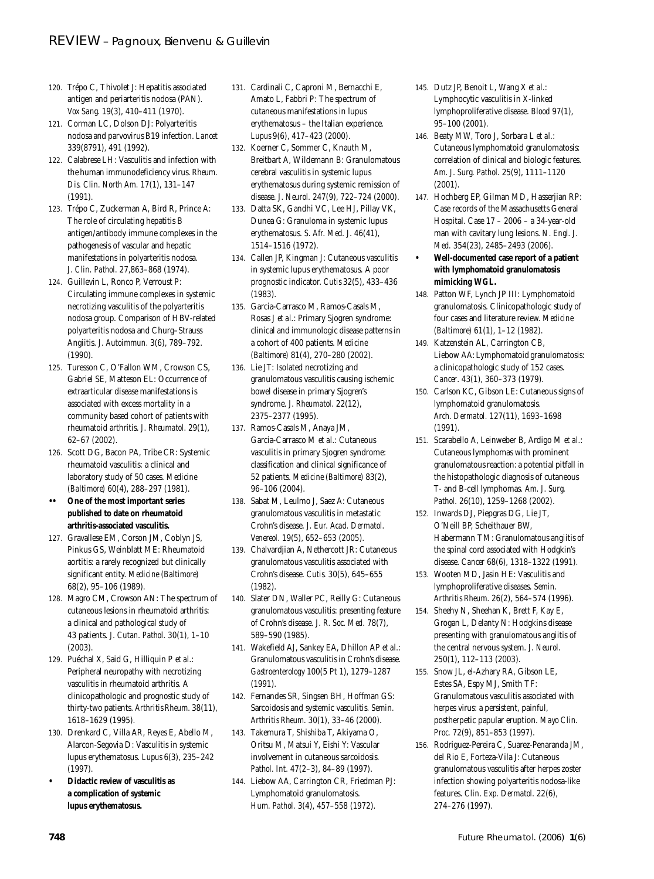120. Trépo C, Thivolet J: Hepatitis associated antigen and periarteritis nodosa (PAN). *Vox Sang.* 19(3), 410–411 (1970).
121. Corman LC, Dolson DJ: Polyarteritis nodosa and parvovirus B19 infection. *Lancet* 339(8791), 491 (1992).
122. Calabrese LH: Vasculitis and infection with the human immunodeficiency virus. *Rheum. Dis. Clin. North Am.* 17(1), 131–147 (1991).
123. Trépo C, Zuckerman A, Bird R, Prince A: The role of circulating hepatitis B antigen/antibody immune complexes in the pathogenesis of vascular and hepatic manifestations in polyarteritis nodosa. *J. Clin. Pathol.* 27,863–868 (1974).
124. Guillevin L, Ronco P, Verroust P: Circulating immune complexes in systemic necrotizing vasculitis of the polyarteritis nodosa group. Comparison of HBV-related polyarteritis nodosa and Churg–Strauss Angiitis. *J. Autoimmun.* 3(6), 789–792. (1990).
125. Turesson C, O'Fallon WM, Crowson CS, Gabriel SE, Matteson EL: Occurrence of extraarticular disease manifestations is associated with excess mortality in a community based cohort of patients with rheumatoid arthritis. *J. Rheumatol.* 29(1), 62–67 (2002).
126. Scott DG, Bacon PA, Tribe CR: Systemic rheumatoid vasculitis: a clinical and laboratory study of 50 cases. *Medicine (Baltimore)* 60(4), 288–297 (1981).
- •• **One of the most important series published to date on rheumatoid arthritis-associated vasculitis.**
127. Gravallese EM, Corson JM, Coblyn JS, Pinkus GS, Weinblatt ME: Rheumatoid aortitis: a rarely recognized but clinically significant entity. *Medicine (Baltimore)* 68(2), 95–106 (1989).
128. Magro CM, Crowson AN: The spectrum of cutaneous lesions in rheumatoid arthritis: a clinical and pathological study of 43 patients. *J. Cutan. Pathol.* 30(1), 1–10 (2003).
129. Puéchal X, Said G, Hilliquin P *et al.*: Peripheral neuropathy with necrotizing vasculitis in rheumatoid arthritis. A clinicopathologic and prognostic study of thirty-two patients. *Arthritis Rheum.* 38(11), 1618–1629 (1995).
130. Drenkard C, Villa AR, Reyes E, Abello M, Alarcon-Segovia D: Vasculitis in systemic lupus erythematosus. *Lupus* 6(3), 235–242 (1997).
- • **Didactic review of vasculitis as a complication of systemic lupus erythematosus.**
131. Cardinali C, Caproni M, Bernacchi E, Amato L, Fabbri P: The spectrum of cutaneous manifestations in lupus erythematosus – the Italian experience. *Lupus* 9(6), 417–423 (2000).
132. Koerner C, Sommer C, Knauth M, Breitbart A, Wildemann B: Granulomatous cerebral vasculitis in systemic lupus erythematosus during systemic remission of disease. *J. Neurol.* 247(9), 722–724 (2000).
133. Datta SK, Gandhi VC, Lee HJ, Pillay VK, Dunea G: Granuloma in systemic lupus erythematosus. *S. Afr. Med. J.* 46(41), 1514–1516 (1972).
134. Callen JP, Kingman J: Cutaneous vasculitis in systemic lupus erythematosus. A poor prognostic indicator. *Cutis* 32(5), 433–436 (1983).
135. Garcia-Carrasco M, Ramos-Casals M, Rosas J *et al.*: Primary Sjogren syndrome: clinical and immunologic disease patterns in a cohort of 400 patients. *Medicine (Baltimore)* 81(4), 270–280 (2002).
136. Lie JT: Isolated necrotizing and granulomatous vasculitis causing ischemic bowel disease in primary Sjogren's syndrome. *J. Rheumatol.* 22(12), 2375–2377 (1995).
137. Ramos-Casals M, Anaya JM, Garcia-Carrasco M *et al.*: Cutaneous vasculitis in primary Sjogren syndrome: classification and clinical significance of 52 patients. *Medicine (Baltimore)* 83(2), 96–106 (2004).
138. Sabat M, Leulmo J, Saez A: Cutaneous granulomatous vasculitis in metastatic Crohn's disease. *J. Eur. Acad. Dermatol. Venereol.* 19(5), 652–653 (2005).
139. Chalvardjian A, Nethercott JR: Cutaneous granulomatous vasculitis associated with Crohn's disease. *Cutis.* 30(5), 645–655 (1982).
140. Slater DN, Waller PC, Reilly G: Cutaneous granulomatous vasculitis: presenting feature of Crohn's disease. *J. R. Soc. Med.* 78(7), 589–590 (1985).
141. Wakefield AJ, Sankey EA, Dhillon AP *et al.*: Granulomatous vasculitis in Crohn's disease. *Gastroenterology* 100(5 Pt 1), 1279–1287 (1991).
142. Fernandes SR, Singsen BH, Hoffman GS: Sarcoidosis and systemic vasculitis. *Semin. Arthritis Rheum.* 30(1), 33–46 (2000).
143. Takemura T, Shishiba T, Akiyama O, Oritsu M, Matsui Y, Eishi Y: Vascular involvement in cutaneous sarcoidosis. *Pathol. Int.* 47(2–3), 84–89 (1997).
144. Liebow AA, Carrington CR, Friedman PJ: Lymphomatoid granulomatosis. *Hum. Pathol.* 3(4), 457–558 (1972).
145. Dutz JP, Benoit L, Wang X *et al.*: Lymphocytic vasculitis in X-linked lymphoproliferative disease. *Blood* 97(1), 95–100 (2001).
146. Beaty MW, Toro J, Sorbara L *et al.*: Cutaneous lymphomatoid granulomatosis: correlation of clinical and biologic features. *Am. J. Surg. Pathol.* 25(9), 1111–1120 (2001).
147. Hochberg EP, Gilman MD, Hasserjian RP: Case records of the Massachusetts General Hospital. Case 17 – 2006 – a 34-year-old man with cavitary lung lesions. *N. Engl. J. Med.* 354(23), 2485–2493 (2006).
- • **Well-documented case report of a patient with lymphomatoid granulomatosis mimicking WGL.**
148. Patton WF, Lynch JP III: Lymphomatoid granulomatosis. Clinicopathologic study of four cases and literature review. *Medicine (Baltimore)* 61(1), 1–12 (1982).
149. Katzenstein AL, Carrington CB, Liebow AA: Lymphomatoid granulomatosis: a clinicopathologic study of 152 cases. *Cancer.* 43(1), 360–373 (1979).
150. Carlson KC, Gibson LE: Cutaneous signs of lymphomatoid granulomatosis. *Arch. Dermatol.* 127(11), 1693–1698 (1991).
151. Scarabello A, Leinweber B, Ardigo M *et al.*: Cutaneous lymphomas with prominent granulomatous reaction: a potential pitfall in the histopathologic diagnosis of cutaneous T- and B-cell lymphomas. *Am. J. Surg. Pathol.* 26(10), 1259–1268 (2002).
152. Inwards DJ, Piepgras DG, Lie JT, O'Neill BP, Scheithauer BW, Habermann TM: Granulomatous angiitis of the spinal cord associated with Hodgkin's disease. *Cancer* 68(6), 1318–1322 (1991).
153. Wooten MD, Jasin HE: Vasculitis and lymphoproliferative diseases. *Semin. Arthritis Rheum.* 26(2), 564–574 (1996).
154. Sheehy N, Sheehan K, Brett F, Kay E, Grogan L, Delanty N: Hodgkins disease presenting with granulomatous angiitis of the central nervous system. *J. Neurol.* 250(1), 112–113 (2003).
155. Snow JL, el-Azhary RA, Gibson LE, Estes SA, Espy MJ, Smith TF: Granulomatous vasculitis associated with herpes virus: a persistent, painful, postherpetic papular eruption. *Mayo Clin. Proc.* 72(9), 851–853 (1997).
156. Rodriguez-Pereira C, Suarez-Penaranda JM, del Rio E, Forteza-Vila J: Cutaneous granulomatous vasculitis after herpes zoster infection showing polyarteritis nodosa-like features. *Clin. Exp. Dermatol.* 22(6), 274–276 (1997).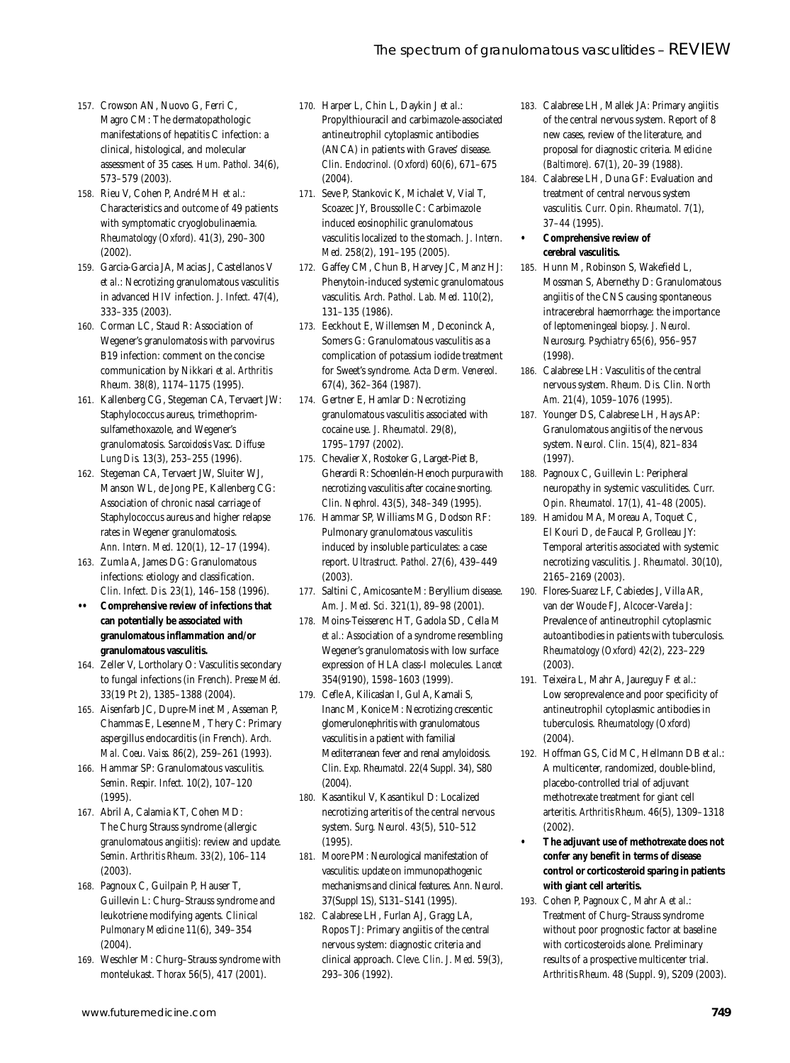157. Crowson AN, Nuovo G, Ferri C, Magro CM: The dermatopathologic manifestations of hepatitis C infection: a clinical, histological, and molecular assessment of 35 cases. *Hum. Pathol.* 34(6), 573–579 (2003).

158. Rieu V, Cohen P, André MH *et al.*: Characteristics and outcome of 49 patients with symptomatic cryoglobulinaemia. *Rheumatology (Oxford).* 41(3), 290–300 (2002).

159. Garcia-Garcia JA, Macias J, Castellanos V *et al.*: Necrotizing granulomatous vasculitis in advanced HIV infection. *J. Infect.* 47(4), 333–335 (2003).

160. Corman LC, Staud R: Association of Wegener's granulomatosis with parvovirus B19 infection: comment on the concise communication by Nikkari *et al. Arthritis Rheum.* 38(8), 1174–1175 (1995).

161. Kallenberg CG, Stegeman CA, Tervaert JW: Staphylococcus aureus, trimethoprim-sulfamethoxazole, and Wegener's granulomatosis. *Sarcoidosis Vasc. Diffuse Lung Dis.* 13(3), 253–255 (1996).

162. Stegeman CA, Tervaert JW, Sluiter WJ, Manson WL, de Jong PE, Kallenberg CG: Association of chronic nasal carriage of Staphylococcus aureus and higher relapse rates in Wegener granulomatosis. *Ann. Intern. Med.* 120(1), 12–17 (1994).

163. Zumla A, James DG: Granulomatous infections: etiology and classification. *Clin. Infect. Dis.* 23(1), 146–158 (1996).

•• **Comprehensive review of infections that can potentially be associated with granulomatous inflammation and/or granulomatous vasculitis.**

164. Zeller V, Lortholary O: Vasculitis secondary to fungal infections (in French). *Presse Méd.* 33(19 Pt 2), 1385–1388 (2004).

165. Aisenfarb JC, Dupre-Minet M, Asseman P, Chammas E, Lesenne M, Thery C: Primary aspergillus endocarditis (in French). *Arch. Mal. Coeu. Vaiss.* 86(2), 259–261 (1993).

166. Hammar SP: Granulomatous vasculitis. *Semin. Respir. Infect.* 10(2), 107–120 (1995).

167. Abril A, Calamia KT, Cohen MD: The Churg Strauss syndrome (allergic granulomatous angiitis): review and update. *Semin. Arthritis Rheum.* 33(2), 106–114 (2003).

168. Pagnoux C, Guilpain P, Hauser T, Guillevin L: Churg–Strauss syndrome and leukotriene modifying agents. *Clinical Pulmonary Medicine* 11(6), 349–354 (2004).

169. Weschler M: Churg–Strauss syndrome with montelukast. *Thorax* 56(5), 417 (2001).

170. Harper L, Chin L, Daykin J *et al.*: Propylthiouracil and carbimazole-associated antineutrophil cytoplasmic antibodies (ANCA) in patients with Graves' disease. *Clin. Endocrinol. (Oxford)* 60(6), 671–675 (2004).

171. Seve P, Stankovic K, Michalet V, Vial T, Scoazec JY, Broussolle C: Carbimazole induced eosinophilic granulomatous vasculitis localized to the stomach. *J. Intern. Med.* 258(2), 191–195 (2005).

172. Gaffey CM, Chun B, Harvey JC, Manz HJ: Phenytoin-induced systemic granulomatous vasculitis. *Arch. Pathol. Lab. Med.* 110(2), 131–135 (1986).

173. Eeckhout E, Willemsen M, Deconinck A, Somers G: Granulomatous vasculitis as a complication of potassium iodide treatment for Sweet's syndrome. *Acta Derm. Venereol.* 67(4), 362–364 (1987).

174. Gertner E, Hamlar D: Necrotizing granulomatous vasculitis associated with cocaine use. *J. Rheumatol.* 29(8), 1795–1797 (2002).

175. Chevalier X, Rostoker G, Larget-Piet B, Gherardi R: Schoenlein-Henoch purpura with necrotizing vasculitis after cocaine snorting. *Clin. Nephrol.* 43(5), 348–349 (1995).

176. Hammar SP, Williams MG, Dodson RF: Pulmonary granulomatous vasculitis induced by insoluble particulates: a case report. *Ultrastruct. Pathol.* 27(6), 439–449 (2003).

177. Saltini C, Amicosante M: Beryllium disease. *Am. J. Med. Sci.* 321(1), 89–98 (2001).

178. Moins-Teisserenc HT, Gadola SD, Cella M *et al.*: Association of a syndrome resembling Wegener's granulomatosis with low surface expression of HLA class-I molecules. *Lancet* 354(9190), 1598–1603 (1999).

179. Cefle A, Kilicaslan I, Gul A, Kamali S, Inanc M, Konice M: Necrotizing crescentic glomerulonephritis with granulomatous vasculitis in a patient with familial Mediterranean fever and renal amyloidosis. *Clin. Exp. Rheumatol.* 22(4 Suppl. 34), S80 (2004).

180. Kasantikul V, Kasantikul D: Localized necrotizing arteritis of the central nervous system. *Surg. Neurol.* 43(5), 510–512 (1995).

181. Moore PM: Neurological manifestation of vasculitis: update on immunopathogenic mechanisms and clinical features. *Ann. Neurol.* 37(Suppl 1S), S131–S141 (1995).

182. Calabrese LH, Furlan AJ, Gragg LA, Ropos TJ: Primary angiitis of the central nervous system: diagnostic criteria and clinical approach. *Cleve. Clin. J. Med.* 59(3), 293–306 (1992).

183. Calabrese LH, Mallek JA: Primary angiitis of the central nervous system. Report of 8 new cases, review of the literature, and proposal for diagnostic criteria. *Medicine (Baltimore).* 67(1), 20–39 (1988).

184. Calabrese LH, Duna GF: Evaluation and treatment of central nervous system vasculitis. *Curr. Opin. Rheumatol.* 7(1), 37–44 (1995).

• **Comprehensive review of cerebral vasculitis.**

185. Hunn M, Robinson S, Wakefield L, Mossman S, Abernethy D: Granulomatous angiitis of the CNS causing spontaneous intracerebral haemorrhage: the importance of leptomeningeal biopsy. *J. Neurol. Neurosurg. Psychiatry* 65(6), 956–957 (1998).

186. Calabrese LH: Vasculitis of the central nervous system. *Rheum. Dis. Clin. North Am.* 21(4), 1059–1076 (1995).

187. Younger DS, Calabrese LH, Hays AP: Granulomatous angiitis of the nervous system. *Neurol. Clin.* 15(4), 821–834 (1997).

188. Pagnoux C, Guillevin L: Peripheral neuropathy in systemic vasculitides. *Curr. Opin. Rheumatol.* 17(1), 41–48 (2005).

189. Hamidou MA, Moreau A, Toquet C, El Kouri D, de Faucal P, Grolleau JY: Temporal arteritis associated with systemic necrotizing vasculitis. *J. Rheumatol.* 30(10), 2165–2169 (2003).

190. Flores-Suarez LF, Cabiedes J, Villa AR, van der Woude FJ, Alcocer-Varela J: Prevalence of antineutrophil cytoplasmic autoantibodies in patients with tuberculosis. *Rheumatology (Oxford)* 42(2), 223–229 (2003).

191. Teixeira L, Mahr A, Jaureguy F *et al.*: Low seroprevalence and poor specificity of antineutrophil cytoplasmic antibodies in tuberculosis. *Rheumatology (Oxford)* (2004).

192. Hoffman GS, Cid MC, Hellmann DB *et al.*: A multicenter, randomized, double-blind, placebo-controlled trial of adjuvant methotrexate treatment for giant cell arteritis. *Arthritis Rheum.* 46(5), 1309–1318 (2002).

• **The adjuvant use of methotrexate does not confer any benefit in terms of disease control or corticosteroid sparing in patients with giant cell arteritis.**

193. Cohen P, Pagnoux C, Mahr A *et al.*: Treatment of Churg–Strauss syndrome without poor prognostic factor at baseline with corticosteroids alone. Preliminary results of a prospective multicenter trial. *Arthritis Rheum.* 48 (Suppl. 9), S209 (2003).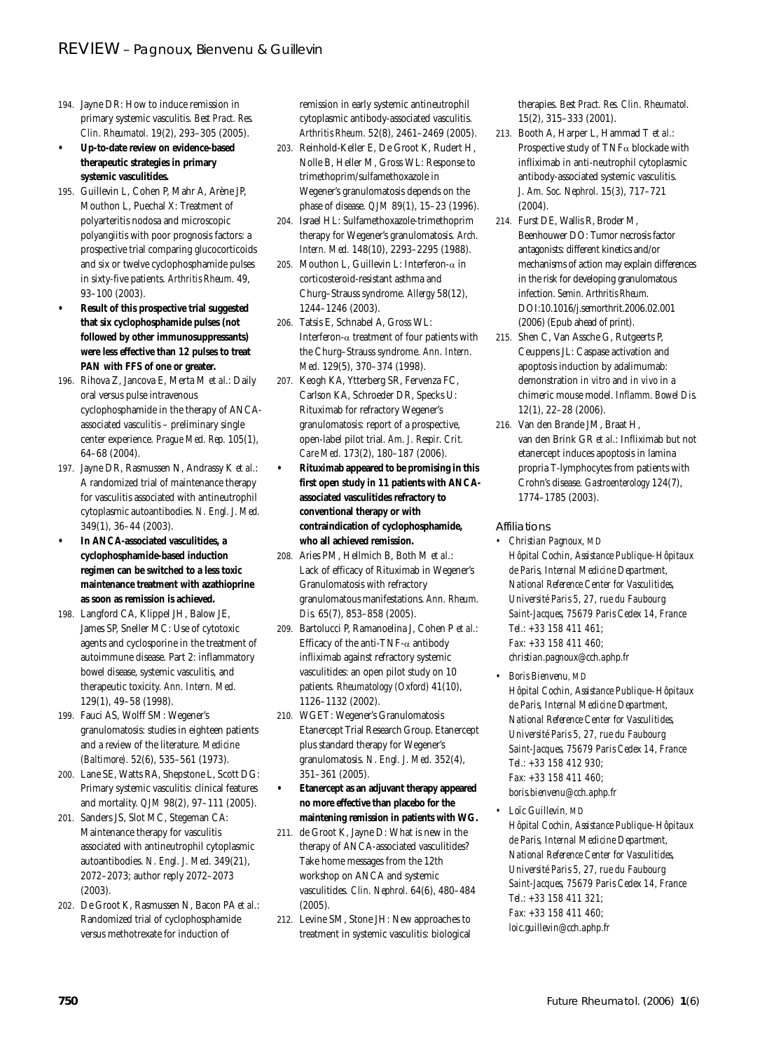194. Jayne DR: How to induce remission in primary systemic vasculitis. *Best Pract. Res. Clin. Rheumatol.* 19(2), 293–305 (2005).
- **Up-to-date review on evidence-based therapeutic strategies in primary systemic vasculitides.**

195. Guillevin L, Cohen P, Mahr A, Arène JP, Mouthon L, Puechal X: Treatment of polyarteritis nodosa and microscopic polyangiitis with poor prognosis factors: a prospective trial comparing glucocorticoids and six or twelve cyclophosphamide pulses in sixty-five patients. *Arthritis Rheum.* 49, 93–100 (2003).
- **Result of this prospective trial suggested that six cyclophosphamide pulses (not followed by other immunosuppressants) were less effective than 12 pulses to treat PAN with FFS of one or greater.**

196. Rihova Z, Jancova E, Merta M *et al.*: Daily oral versus pulse intravenous cyclophosphamide in the therapy of ANCA-associated vasculitis – preliminary single center experience. *Prague Med. Rep.* 105(1), 64–68 (2004).

197. Jayne DR, Rasmussen N, Andrassy K *et al.*: A randomized trial of maintenance therapy for vasculitis associated with antineutrophil cytoplasmic autoantibodies. *N. Engl. J. Med.* 349(1), 36–44 (2003).
- **In ANCA-associated vasculitides, a cyclophosphamide-based induction regimen can be switched to a less toxic maintenance treatment with azathioprine as soon as remission is achieved.**

198. Langford CA, Klippel JH, Balow JE, James SP, Sneller MC: Use of cytotoxic agents and cyclosporine in the treatment of autoimmune disease. Part 2: inflammatory bowel disease, systemic vasculitis, and therapeutic toxicity. *Ann. Intern. Med.* 129(1), 49–58 (1998).

199. Fauci AS, Wolff SM: Wegener's granulomatosis: studies in eighteen patients and a review of the literature. *Medicine (Baltimore).* 52(6), 535–561 (1973).

200. Lane SE, Watts RA, Shepstone L, Scott DG: Primary systemic vasculitis: clinical features and mortality. *QJM* 98(2), 97–111 (2005).

201. Sanders JS, Slot MC, Stegeman CA: Maintenance therapy for vasculitis associated with antineutrophil cytoplasmic autoantibodies. *N. Engl. J. Med.* 349(21), 2072–2073; author reply 2072–2073 (2003).

202. De Groot K, Rasmussen N, Bacon PA *et al.*: Randomized trial of cyclophosphamide versus methotrexate for induction of remission in early systemic antineutrophil cytoplasmic antibody-associated vasculitis. *Arthritis Rheum.* 52(8), 2461–2469 (2005).

203. Reinhold-Keller E, De Groot K, Rudert H, Nolle B, Heller M, Gross WL: Response to trimethoprim/sulfamethoxazole in Wegener's granulomatosis depends on the phase of disease. *QJM* 89(1), 15–23 (1996).

204. Israel HL: Sulfamethoxazole-trimethoprim therapy for Wegener's granulomatosis. *Arch. Intern. Med.* 148(10), 2293–2295 (1988).

205. Mouthon L, Guillevin L: Interferon-$\alpha$ in corticosteroid-resistant asthma and Churg–Strauss syndrome. *Allergy* 58(12), 1244–1246 (2003).

206. Tatsis E, Schnabel A, Gross WL: Interferon-$\alpha$ treatment of four patients with the Churg–Strauss syndrome. *Ann. Intern. Med.* 129(5), 370–374 (1998).

207. Keogh KA, Ytterberg SR, Fervenza FC, Carlson KA, Schroeder DR, Specks U: Rituximab for refractory Wegener's granulomatosis: report of a prospective, open-label pilot trial. *Am. J. Respir. Crit. Care Med.* 173(2), 180–187 (2006).
- **Rituximab appeared to be promising in this first open study in 11 patients with ANCA-associated vasculitides refractory to conventional therapy or with contraindication of cyclophosphamide, who all achieved remission.**

208. Aries PM, Hellmich B, Both M *et al.*: Lack of efficacy of Rituximab in Wegener's Granulomatosis with refractory granulomatous manifestations. *Ann. Rheum. Dis.* 65(7), 853–858 (2005).

209. Bartolucci P, Ramanoelina J, Cohen P *et al.*: Efficacy of the anti-TNF-$\alpha$ antibody infliximab against refractory systemic vasculitides: an open pilot study on 10 patients. *Rheumatology (Oxford)* 41(10), 1126–1132 (2002).

210. WGET: Wegener's Granulomatosis Etanercept Trial Research Group. Etanercept plus standard therapy for Wegener's granulomatosis. *N. Engl. J. Med.* 352(4), 351–361 (2005).
- **Etanercept as an adjuvant therapy appeared no more effective than placebo for the maintening remission in patients with WG.**

211. de Groot K, Jayne D: What is new in the therapy of ANCA-associated vasculitides? Take home messages from the 12th workshop on ANCA and systemic vasculitides. *Clin. Nephrol.* 64(6), 480–484 (2005).

212. Levine SM, Stone JH: New approaches to treatment in systemic vasculitis: biological therapies. *Best Pract. Res. Clin. Rheumatol.* 15(2), 315–333 (2001).

213. Booth A, Harper L, Hammad T *et al.*: Prospective study of TNF$\alpha$ blockade with infliximab in anti-neutrophil cytoplasmic antibody-associated systemic vasculitis. *J. Am. Soc. Nephrol.* 15(3), 717–721 (2004).

214. Furst DE, Wallis R, Broder M, Beenhouwer DO: Tumor necrosis factor antagonists: different kinetics and/or mechanisms of action may explain differences in the risk for developing granulomatous infection. *Semin. Arthritis Rheum.* DOI:10.1016/j.semorthrit.2006.02.001 (2006) (Epub ahead of print).

215. Shen C, Van Assche G, Rutgeerts P, Ceuppens JL: Caspase activation and apoptosis induction by adalimumab: demonstration in vitro and in vivo in a chimeric mouse model. *Inflamm. Bowel Dis.* 12(1), 22–28 (2006).

216. Van den Brande JM, Braat H, van den Brink GR *et al.*: Infliximab but not etanercept induces apoptosis in lamina propria T-lymphocytes from patients with Crohn's disease. *Gastroenterology* 124(7), 1774–1785 (2003).

### Affiliations

- *Christian Pagnoux, MD*
  *Hôpital Cochin, Assistance Publique–Hôpitaux de Paris, Internal Medicine Department, National Reference Center for Vasculitides, Université Paris 5, 27, rue du Faubourg Saint-Jacques, 75679 Paris Cedex 14, France*
  *Tel.: +33 158 411 461;*
  *Fax: +33 158 411 460;*
  *christian.pagnoux@cch.aphp.fr*
- *Boris Bienvenu, MD*
  *Hôpital Cochin, Assistance Publique–Hôpitaux de Paris, Internal Medicine Department, National Reference Center for Vasculitides, Université Paris 5, 27, rue du Faubourg Saint-Jacques, 75679 Paris Cedex 14, France*
  *Tel.: +33 158 412 930;*
  *Fax: +33 158 411 460;*
  *boris.bienvenu@cch.aphp.fr*
- *Loïc Guillevin, MD*
  *Hôpital Cochin, Assistance Publique–Hôpitaux de Paris, Internal Medicine Department, National Reference Center for Vasculitides, Université Paris 5, 27, rue du Faubourg Saint-Jacques, 75679 Paris Cedex 14, France*
  *Tel.: +33 158 411 321;*
  *Fax: +33 158 411 460;*
  *loic.guillevin@cch.aphp.fr*